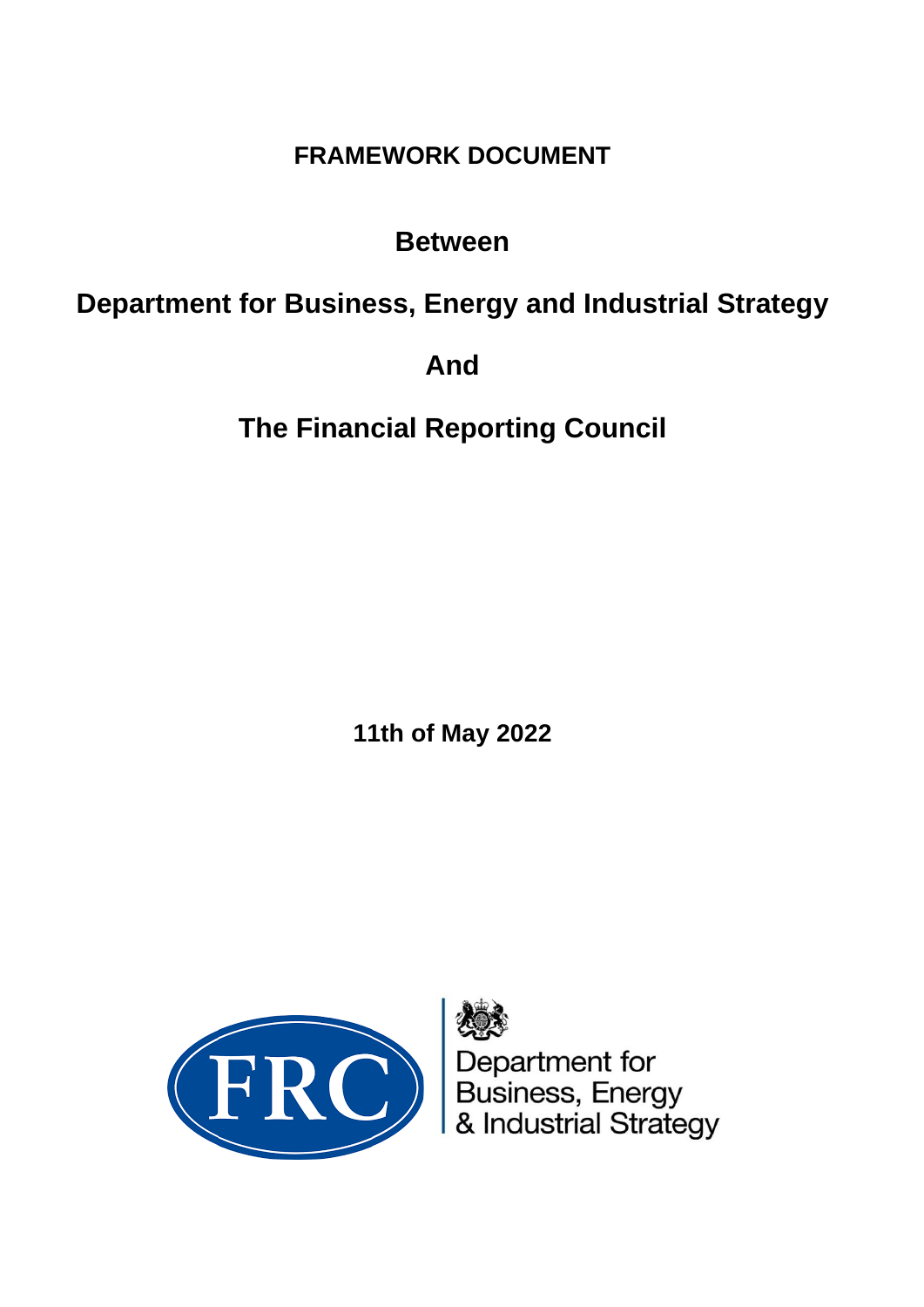# FRAMEWORK DOCUMENT

## Between

## Department for Business, Energy and Industrial Strategy

## And

## The Financial Reporting Council

**11th of May 2022**

FRC

Department for Business, Energy & Industrial Strategy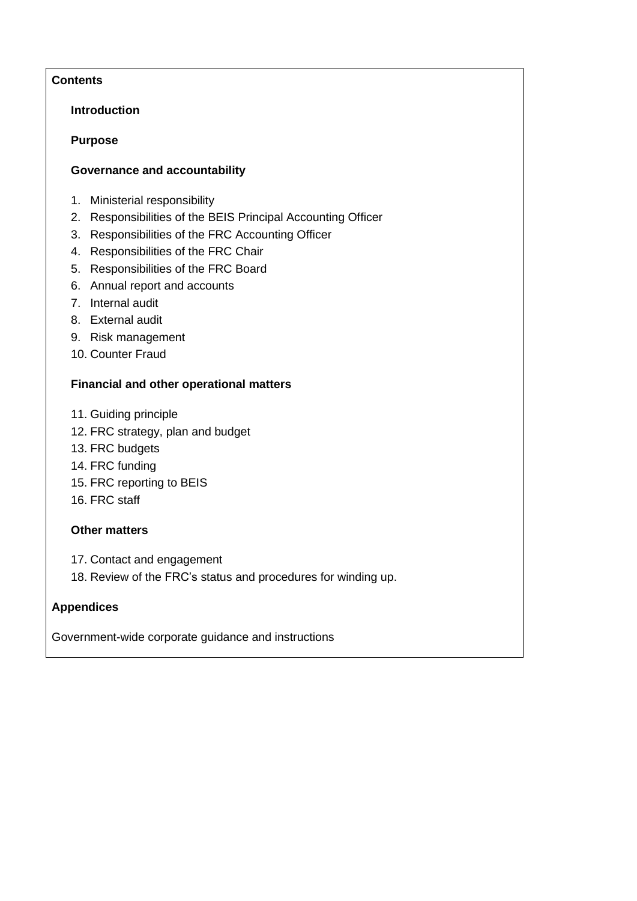**Contents**

**Introduction**

**Purpose**

**Governance and accountability**

1. Ministerial responsibility
2. Responsibilities of the BEIS Principal Accounting Officer
3. Responsibilities of the FRC Accounting Officer
4. Responsibilities of the FRC Chair
5. Responsibilities of the FRC Board
6. Annual report and accounts
7. Internal audit
8. External audit
9. Risk management
10. Counter Fraud

**Financial and other operational matters**

11. Guiding principle
12. FRC strategy, plan and budget
13. FRC budgets
14. FRC funding
15. FRC reporting to BEIS
16. FRC staff

**Other matters**

17. Contact and engagement
18. Review of the FRC's status and procedures for winding up.

**Appendices**

Government-wide corporate guidance and instructions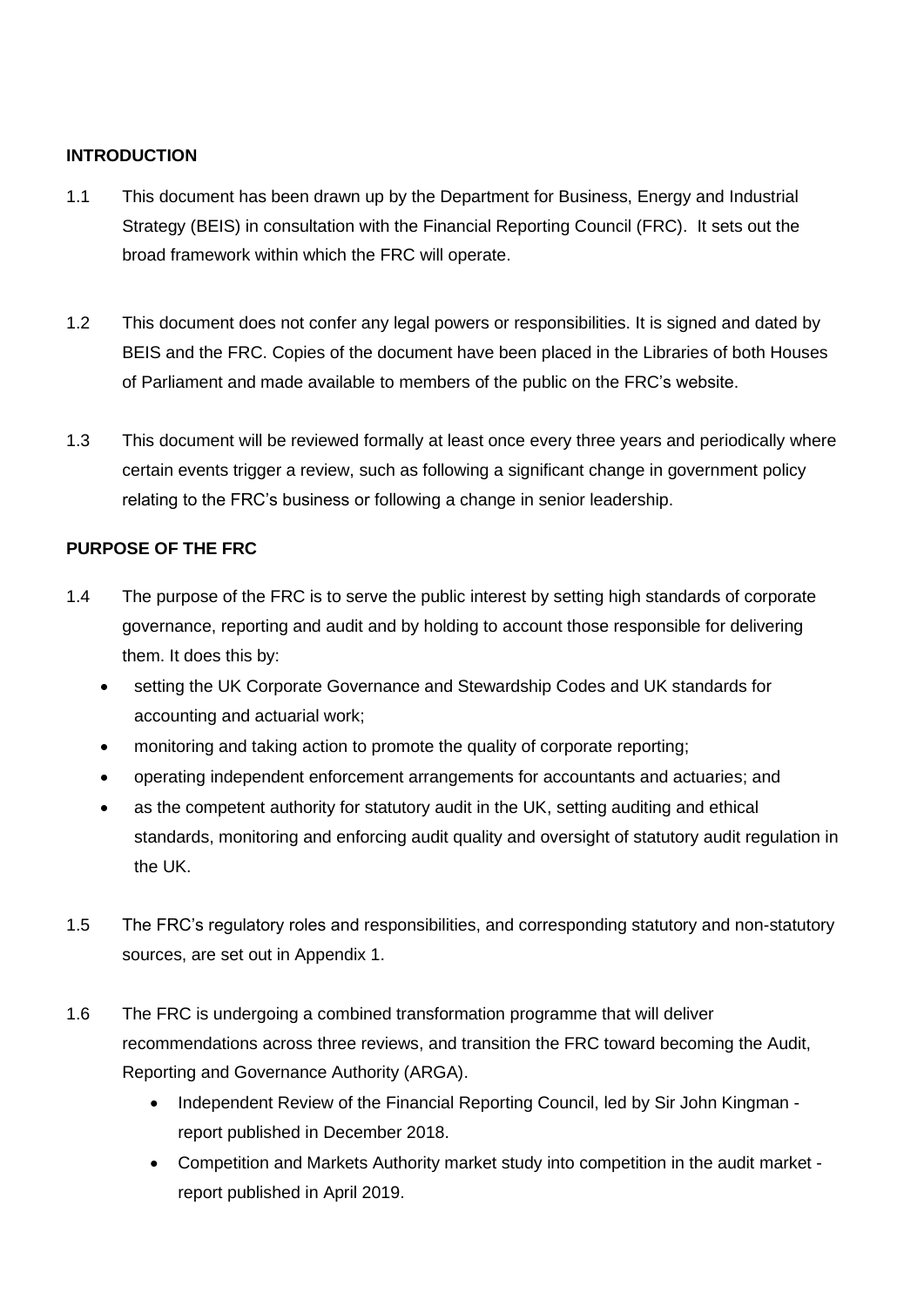## INTRODUCTION

1.1 This document has been drawn up by the Department for Business, Energy and Industrial Strategy (BEIS) in consultation with the Financial Reporting Council (FRC). It sets out the broad framework within which the FRC will operate.

1.2 This document does not confer any legal powers or responsibilities. It is signed and dated by BEIS and the FRC. Copies of the document have been placed in the Libraries of both Houses of Parliament and made available to members of the public on the FRC's website.

1.3 This document will be reviewed formally at least once every three years and periodically where certain events trigger a review, such as following a significant change in government policy relating to the FRC's business or following a change in senior leadership.

## PURPOSE OF THE FRC

1.4 The purpose of the FRC is to serve the public interest by setting high standards of corporate governance, reporting and audit and by holding to account those responsible for delivering them. It does this by:

- setting the UK Corporate Governance and Stewardship Codes and UK standards for accounting and actuarial work;
- monitoring and taking action to promote the quality of corporate reporting;
- operating independent enforcement arrangements for accountants and actuaries; and
- as the competent authority for statutory audit in the UK, setting auditing and ethical standards, monitoring and enforcing audit quality and oversight of statutory audit regulation in the UK.

1.5 The FRC's regulatory roles and responsibilities, and corresponding statutory and non-statutory sources, are set out in Appendix 1.

1.6 The FRC is undergoing a combined transformation programme that will deliver recommendations across three reviews, and transition the FRC toward becoming the Audit, Reporting and Governance Authority (ARGA).

- Independent Review of the Financial Reporting Council, led by Sir John Kingman - report published in December 2018.
- Competition and Markets Authority market study into competition in the audit market - report published in April 2019.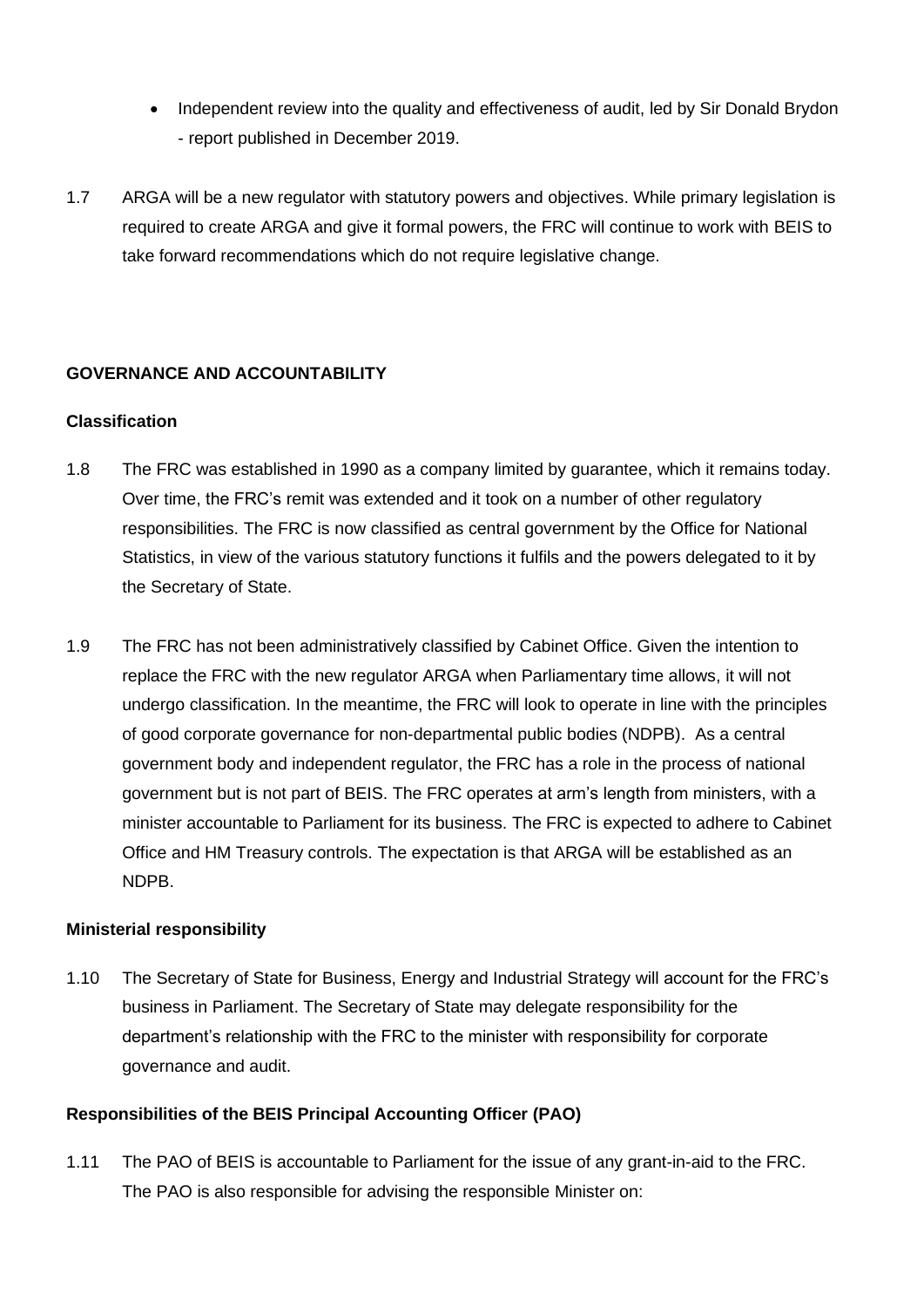- Independent review into the quality and effectiveness of audit, led by Sir Donald Brydon - report published in December 2019.

1.7 ARGA will be a new regulator with statutory powers and objectives. While primary legislation is required to create ARGA and give it formal powers, the FRC will continue to work with BEIS to take forward recommendations which do not require legislative change.

## GOVERNANCE AND ACCOUNTABILITY

### Classification

1.8 The FRC was established in 1990 as a company limited by guarantee, which it remains today. Over time, the FRC's remit was extended and it took on a number of other regulatory responsibilities. The FRC is now classified as central government by the Office for National Statistics, in view of the various statutory functions it fulfils and the powers delegated to it by the Secretary of State.

1.9 The FRC has not been administratively classified by Cabinet Office. Given the intention to replace the FRC with the new regulator ARGA when Parliamentary time allows, it will not undergo classification. In the meantime, the FRC will look to operate in line with the principles of good corporate governance for non-departmental public bodies (NDPB). As a central government body and independent regulator, the FRC has a role in the process of national government but is not part of BEIS. The FRC operates at arm's length from ministers, with a minister accountable to Parliament for its business. The FRC is expected to adhere to Cabinet Office and HM Treasury controls. The expectation is that ARGA will be established as an NDPB.

### Ministerial responsibility

1.10 The Secretary of State for Business, Energy and Industrial Strategy will account for the FRC's business in Parliament. The Secretary of State may delegate responsibility for the department's relationship with the FRC to the minister with responsibility for corporate governance and audit.

### Responsibilities of the BEIS Principal Accounting Officer (PAO)

1.11 The PAO of BEIS is accountable to Parliament for the issue of any grant-in-aid to the FRC. The PAO is also responsible for advising the responsible Minister on: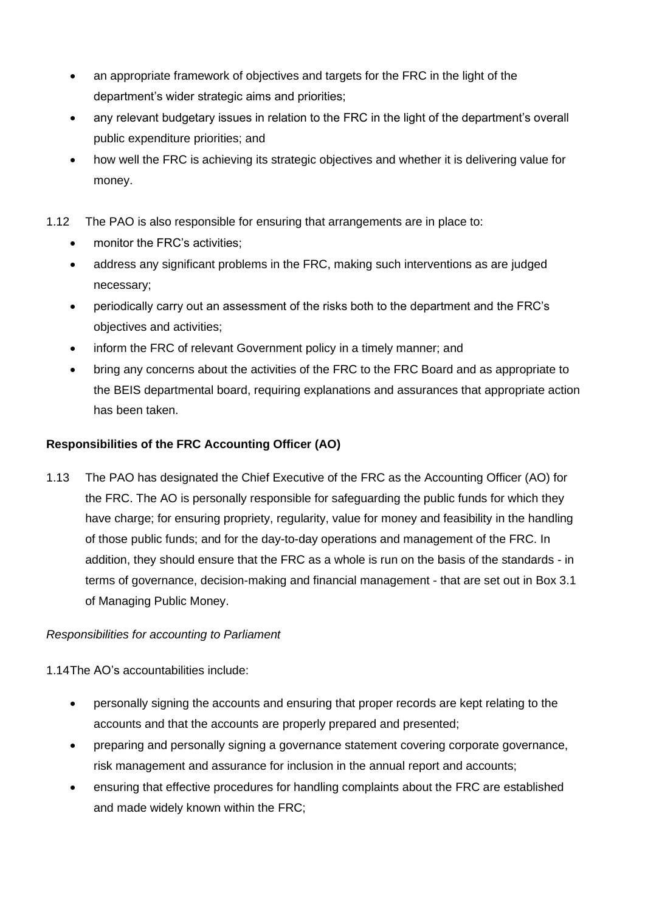- an appropriate framework of objectives and targets for the FRC in the light of the department's wider strategic aims and priorities;
- any relevant budgetary issues in relation to the FRC in the light of the department's overall public expenditure priorities; and
- how well the FRC is achieving its strategic objectives and whether it is delivering value for money.

1.12 The PAO is also responsible for ensuring that arrangements are in place to:

- monitor the FRC's activities;
- address any significant problems in the FRC, making such interventions as are judged necessary;
- periodically carry out an assessment of the risks both to the department and the FRC's objectives and activities;
- inform the FRC of relevant Government policy in a timely manner; and
- bring any concerns about the activities of the FRC to the FRC Board and as appropriate to the BEIS departmental board, requiring explanations and assurances that appropriate action has been taken.

**Responsibilities of the FRC Accounting Officer (AO)**

1.13 The PAO has designated the Chief Executive of the FRC as the Accounting Officer (AO) for the FRC. The AO is personally responsible for safeguarding the public funds for which they have charge; for ensuring propriety, regularity, value for money and feasibility in the handling of those public funds; and for the day-to-day operations and management of the FRC. In addition, they should ensure that the FRC as a whole is run on the basis of the standards - in terms of governance, decision-making and financial management - that are set out in Box 3.1 of Managing Public Money.

*Responsibilities for accounting to Parliament*

1.14 The AO's accountabilities include:

- personally signing the accounts and ensuring that proper records are kept relating to the accounts and that the accounts are properly prepared and presented;
- preparing and personally signing a governance statement covering corporate governance, risk management and assurance for inclusion in the annual report and accounts;
- ensuring that effective procedures for handling complaints about the FRC are established and made widely known within the FRC;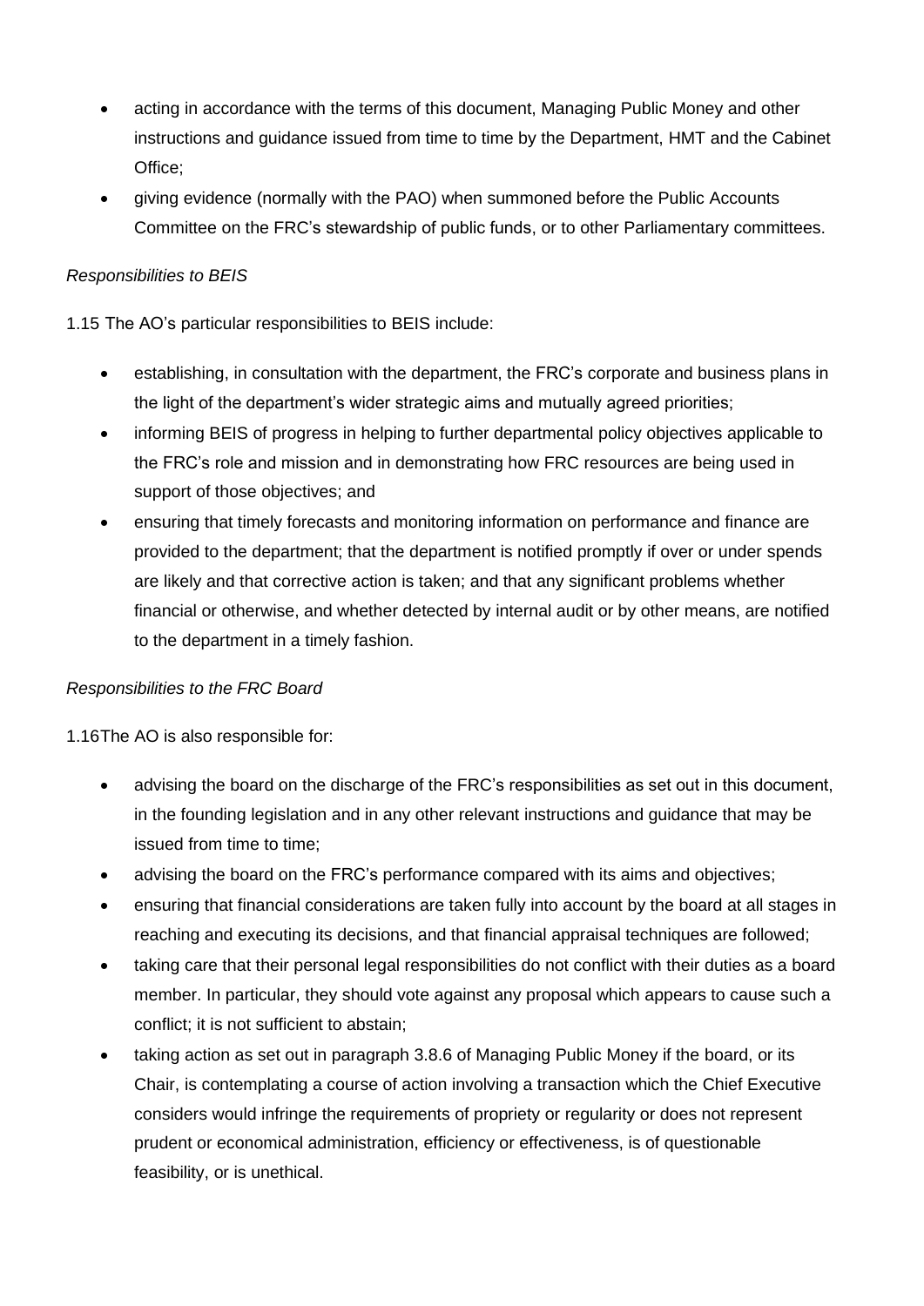- acting in accordance with the terms of this document, Managing Public Money and other instructions and guidance issued from time to time by the Department, HMT and the Cabinet Office;
- giving evidence (normally with the PAO) when summoned before the Public Accounts Committee on the FRC's stewardship of public funds, or to other Parliamentary committees.

*Responsibilities to BEIS*

1.15 The AO's particular responsibilities to BEIS include:

- establishing, in consultation with the department, the FRC's corporate and business plans in the light of the department's wider strategic aims and mutually agreed priorities;
- informing BEIS of progress in helping to further departmental policy objectives applicable to the FRC's role and mission and in demonstrating how FRC resources are being used in support of those objectives; and
- ensuring that timely forecasts and monitoring information on performance and finance are provided to the department; that the department is notified promptly if over or under spends are likely and that corrective action is taken; and that any significant problems whether financial or otherwise, and whether detected by internal audit or by other means, are notified to the department in a timely fashion.

*Responsibilities to the FRC Board*

1.16The AO is also responsible for:

- advising the board on the discharge of the FRC's responsibilities as set out in this document, in the founding legislation and in any other relevant instructions and guidance that may be issued from time to time;
- advising the board on the FRC's performance compared with its aims and objectives;
- ensuring that financial considerations are taken fully into account by the board at all stages in reaching and executing its decisions, and that financial appraisal techniques are followed;
- taking care that their personal legal responsibilities do not conflict with their duties as a board member. In particular, they should vote against any proposal which appears to cause such a conflict; it is not sufficient to abstain;
- taking action as set out in paragraph 3.8.6 of Managing Public Money if the board, or its Chair, is contemplating a course of action involving a transaction which the Chief Executive considers would infringe the requirements of propriety or regularity or does not represent prudent or economical administration, efficiency or effectiveness, is of questionable feasibility, or is unethical.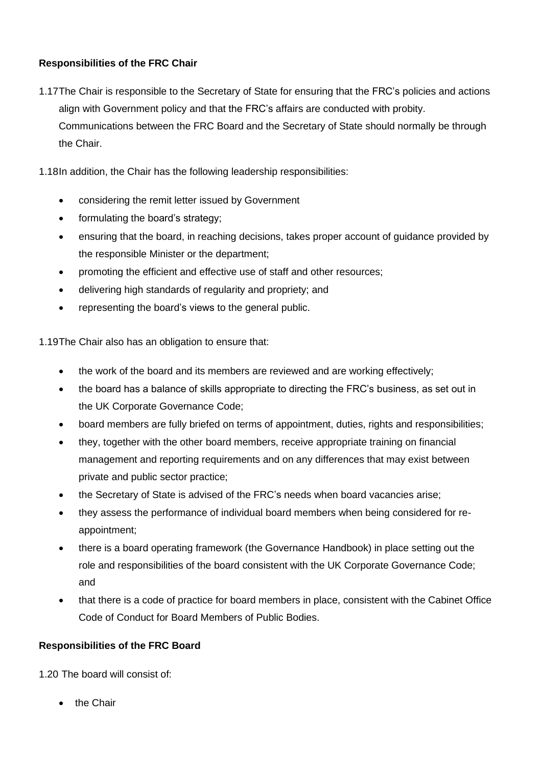**Responsibilities of the FRC Chair**

1.17 The Chair is responsible to the Secretary of State for ensuring that the FRC's policies and actions align with Government policy and that the FRC's affairs are conducted with probity. Communications between the FRC Board and the Secretary of State should normally be through the Chair.

1.18 In addition, the Chair has the following leadership responsibilities:

- considering the remit letter issued by Government
- formulating the board's strategy;
- ensuring that the board, in reaching decisions, takes proper account of guidance provided by the responsible Minister or the department;
- promoting the efficient and effective use of staff and other resources;
- delivering high standards of regularity and propriety; and
- representing the board's views to the general public.

1.19 The Chair also has an obligation to ensure that:

- the work of the board and its members are reviewed and are working effectively;
- the board has a balance of skills appropriate to directing the FRC's business, as set out in the UK Corporate Governance Code;
- board members are fully briefed on terms of appointment, duties, rights and responsibilities;
- they, together with the other board members, receive appropriate training on financial management and reporting requirements and on any differences that may exist between private and public sector practice;
- the Secretary of State is advised of the FRC's needs when board vacancies arise;
- they assess the performance of individual board members when being considered for re-appointment;
- there is a board operating framework (the Governance Handbook) in place setting out the role and responsibilities of the board consistent with the UK Corporate Governance Code; and
- that there is a code of practice for board members in place, consistent with the Cabinet Office Code of Conduct for Board Members of Public Bodies.

**Responsibilities of the FRC Board**

1.20 The board will consist of:

- the Chair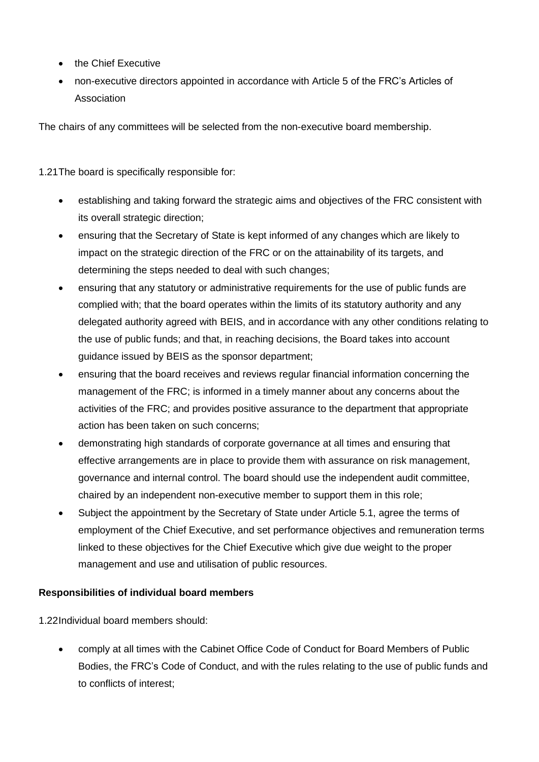- the Chief Executive
- non-executive directors appointed in accordance with Article 5 of the FRC's Articles of Association

The chairs of any committees will be selected from the non-executive board membership.

1.21 The board is specifically responsible for:

- establishing and taking forward the strategic aims and objectives of the FRC consistent with its overall strategic direction;
- ensuring that the Secretary of State is kept informed of any changes which are likely to impact on the strategic direction of the FRC or on the attainability of its targets, and determining the steps needed to deal with such changes;
- ensuring that any statutory or administrative requirements for the use of public funds are complied with; that the board operates within the limits of its statutory authority and any delegated authority agreed with BEIS, and in accordance with any other conditions relating to the use of public funds; and that, in reaching decisions, the Board takes into account guidance issued by BEIS as the sponsor department;
- ensuring that the board receives and reviews regular financial information concerning the management of the FRC; is informed in a timely manner about any concerns about the activities of the FRC; and provides positive assurance to the department that appropriate action has been taken on such concerns;
- demonstrating high standards of corporate governance at all times and ensuring that effective arrangements are in place to provide them with assurance on risk management, governance and internal control. The board should use the independent audit committee, chaired by an independent non-executive member to support them in this role;
- Subject the appointment by the Secretary of State under Article 5.1, agree the terms of employment of the Chief Executive, and set performance objectives and remuneration terms linked to these objectives for the Chief Executive which give due weight to the proper management and use and utilisation of public resources.

**Responsibilities of individual board members**

1.22 Individual board members should:

- comply at all times with the Cabinet Office Code of Conduct for Board Members of Public Bodies, the FRC's Code of Conduct, and with the rules relating to the use of public funds and to conflicts of interest;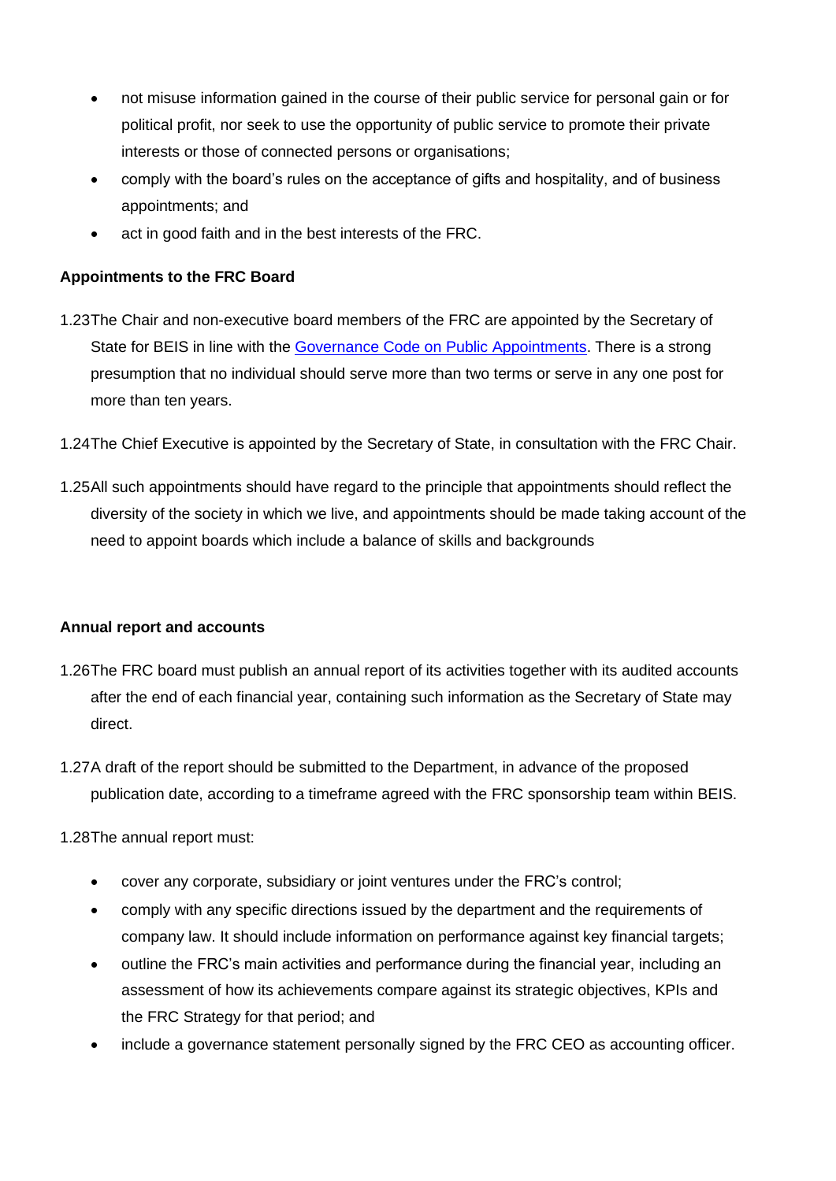- not misuse information gained in the course of their public service for personal gain or for political profit, nor seek to use the opportunity of public service to promote their private interests or those of connected persons or organisations;
- comply with the board's rules on the acceptance of gifts and hospitality, and of business appointments; and
- act in good faith and in the best interests of the FRC.

**Appointments to the FRC Board**

1.23 The Chair and non-executive board members of the FRC are appointed by the Secretary of State for BEIS in line with the [Governance Code on Public Appointments](). There is a strong presumption that no individual should serve more than two terms or serve in any one post for more than ten years.

1.24 The Chief Executive is appointed by the Secretary of State, in consultation with the FRC Chair.

1.25 All such appointments should have regard to the principle that appointments should reflect the diversity of the society in which we live, and appointments should be made taking account of the need to appoint boards which include a balance of skills and backgrounds

**Annual report and accounts**

1.26 The FRC board must publish an annual report of its activities together with its audited accounts after the end of each financial year, containing such information as the Secretary of State may direct.

1.27 A draft of the report should be submitted to the Department, in advance of the proposed publication date, according to a timeframe agreed with the FRC sponsorship team within BEIS.

1.28 The annual report must:

- cover any corporate, subsidiary or joint ventures under the FRC's control;
- comply with any specific directions issued by the department and the requirements of company law. It should include information on performance against key financial targets;
- outline the FRC's main activities and performance during the financial year, including an assessment of how its achievements compare against its strategic objectives, KPIs and the FRC Strategy for that period; and
- include a governance statement personally signed by the FRC CEO as accounting officer.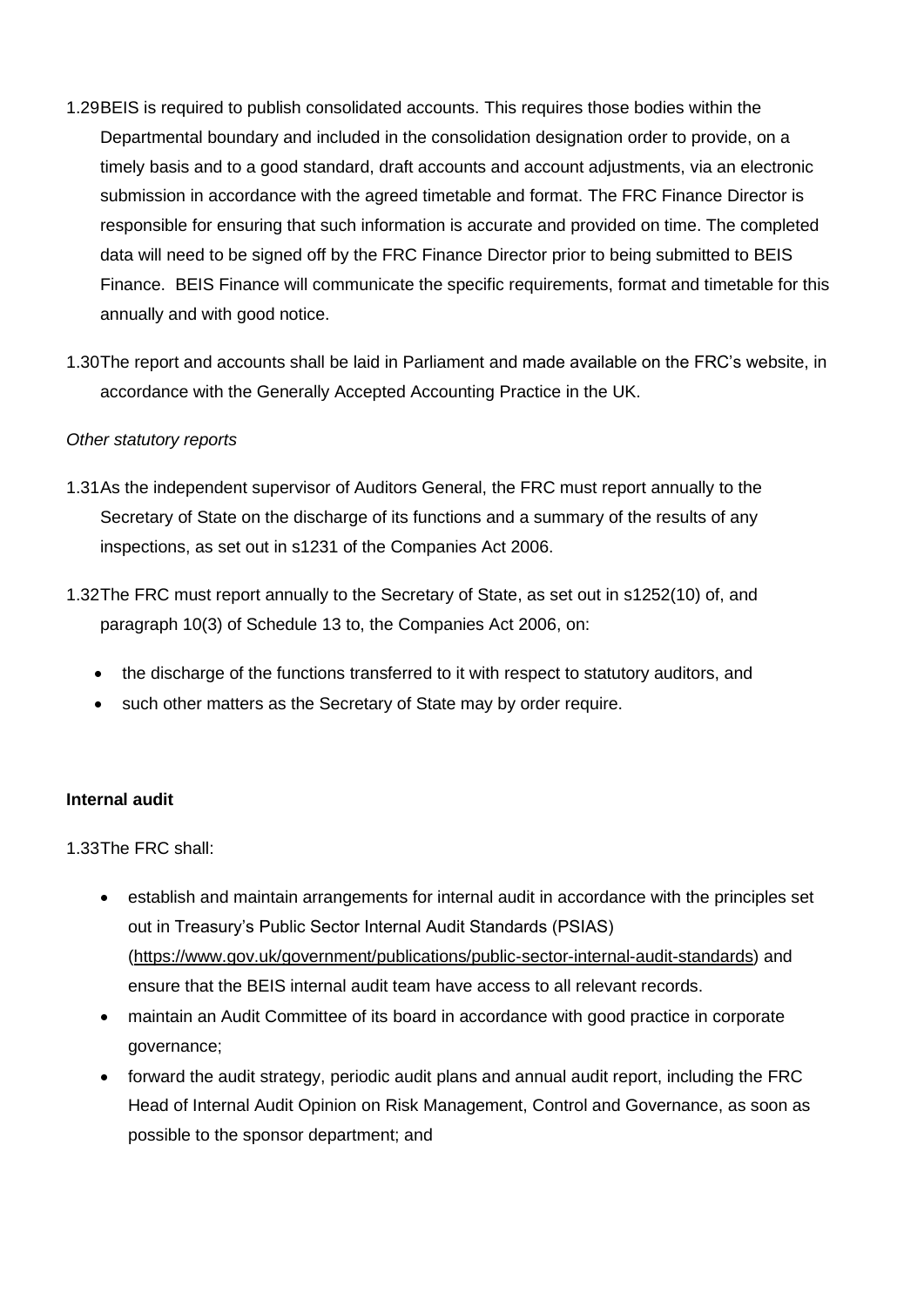1.29 BEIS is required to publish consolidated accounts. This requires those bodies within the Departmental boundary and included in the consolidation designation order to provide, on a timely basis and to a good standard, draft accounts and account adjustments, via an electronic submission in accordance with the agreed timetable and format. The FRC Finance Director is responsible for ensuring that such information is accurate and provided on time. The completed data will need to be signed off by the FRC Finance Director prior to being submitted to BEIS Finance. BEIS Finance will communicate the specific requirements, format and timetable for this annually and with good notice.

1.30 The report and accounts shall be laid in Parliament and made available on the FRC's website, in accordance with the Generally Accepted Accounting Practice in the UK.

*Other statutory reports*

1.31 As the independent supervisor of Auditors General, the FRC must report annually to the Secretary of State on the discharge of its functions and a summary of the results of any inspections, as set out in s1231 of the Companies Act 2006.

1.32 The FRC must report annually to the Secretary of State, as set out in s1252(10) of, and paragraph 10(3) of Schedule 13 to, the Companies Act 2006, on:

- the discharge of the functions transferred to it with respect to statutory auditors, and
- such other matters as the Secretary of State may by order require.

**Internal audit**

1.33 The FRC shall:

- establish and maintain arrangements for internal audit in accordance with the principles set out in Treasury's Public Sector Internal Audit Standards (PSIAS) (https://www.gov.uk/government/publications/public-sector-internal-audit-standards) and ensure that the BEIS internal audit team have access to all relevant records.
- maintain an Audit Committee of its board in accordance with good practice in corporate governance;
- forward the audit strategy, periodic audit plans and annual audit report, including the FRC Head of Internal Audit Opinion on Risk Management, Control and Governance, as soon as possible to the sponsor department; and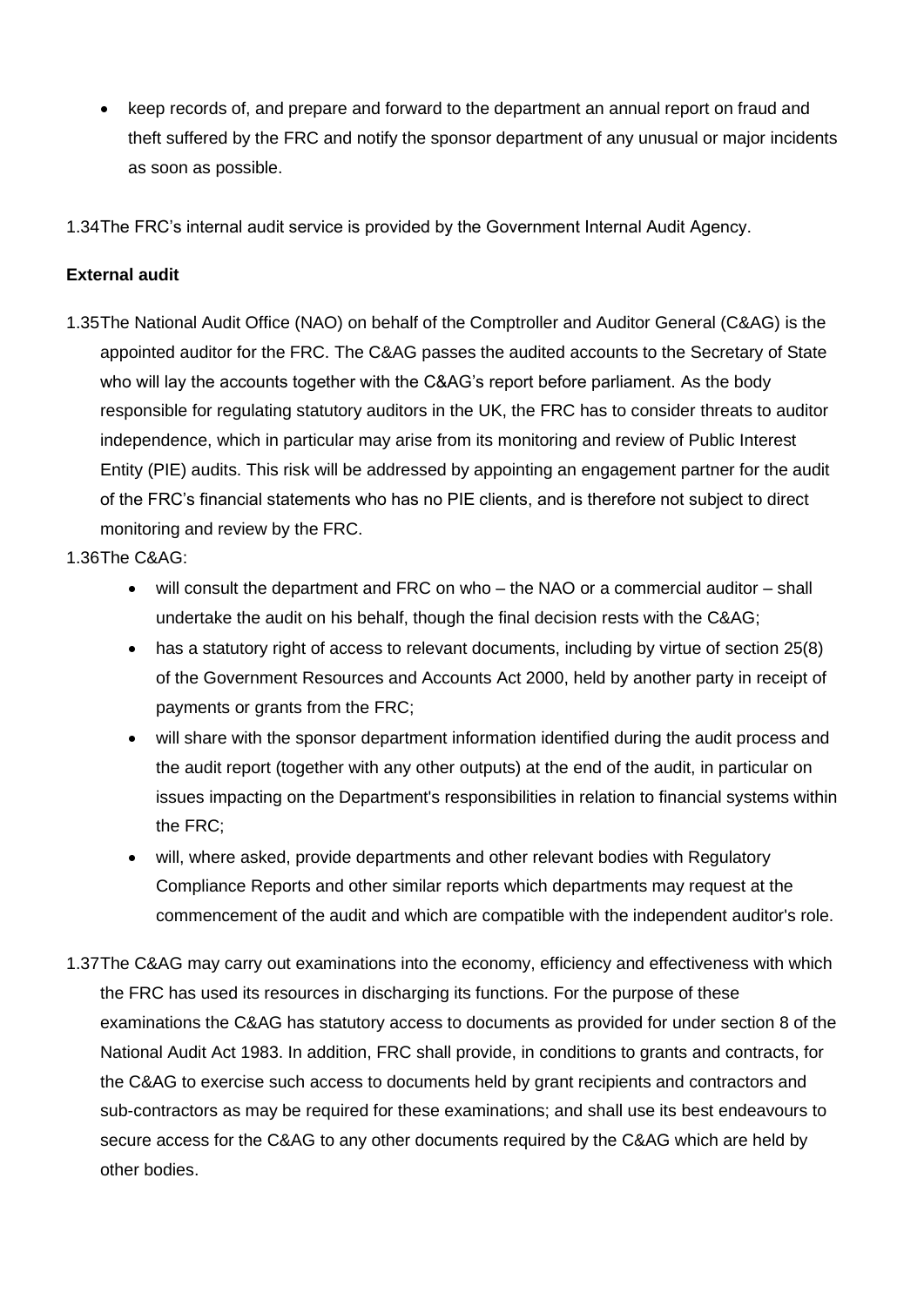- keep records of, and prepare and forward to the department an annual report on fraud and theft suffered by the FRC and notify the sponsor department of any unusual or major incidents as soon as possible.

1.34 The FRC's internal audit service is provided by the Government Internal Audit Agency.

**External audit**

1.35 The National Audit Office (NAO) on behalf of the Comptroller and Auditor General (C&AG) is the appointed auditor for the FRC. The C&AG passes the audited accounts to the Secretary of State who will lay the accounts together with the C&AG's report before parliament. As the body responsible for regulating statutory auditors in the UK, the FRC has to consider threats to auditor independence, which in particular may arise from its monitoring and review of Public Interest Entity (PIE) audits. This risk will be addressed by appointing an engagement partner for the audit of the FRC's financial statements who has no PIE clients, and is therefore not subject to direct monitoring and review by the FRC.

1.36 The C&AG:

- will consult the department and FRC on who – the NAO or a commercial auditor – shall undertake the audit on his behalf, though the final decision rests with the C&AG;
- has a statutory right of access to relevant documents, including by virtue of section 25(8) of the Government Resources and Accounts Act 2000, held by another party in receipt of payments or grants from the FRC;
- will share with the sponsor department information identified during the audit process and the audit report (together with any other outputs) at the end of the audit, in particular on issues impacting on the Department's responsibilities in relation to financial systems within the FRC;
- will, where asked, provide departments and other relevant bodies with Regulatory Compliance Reports and other similar reports which departments may request at the commencement of the audit and which are compatible with the independent auditor's role.

1.37 The C&AG may carry out examinations into the economy, efficiency and effectiveness with which the FRC has used its resources in discharging its functions. For the purpose of these examinations the C&AG has statutory access to documents as provided for under section 8 of the National Audit Act 1983. In addition, FRC shall provide, in conditions to grants and contracts, for the C&AG to exercise such access to documents held by grant recipients and contractors and sub-contractors as may be required for these examinations; and shall use its best endeavours to secure access for the C&AG to any other documents required by the C&AG which are held by other bodies.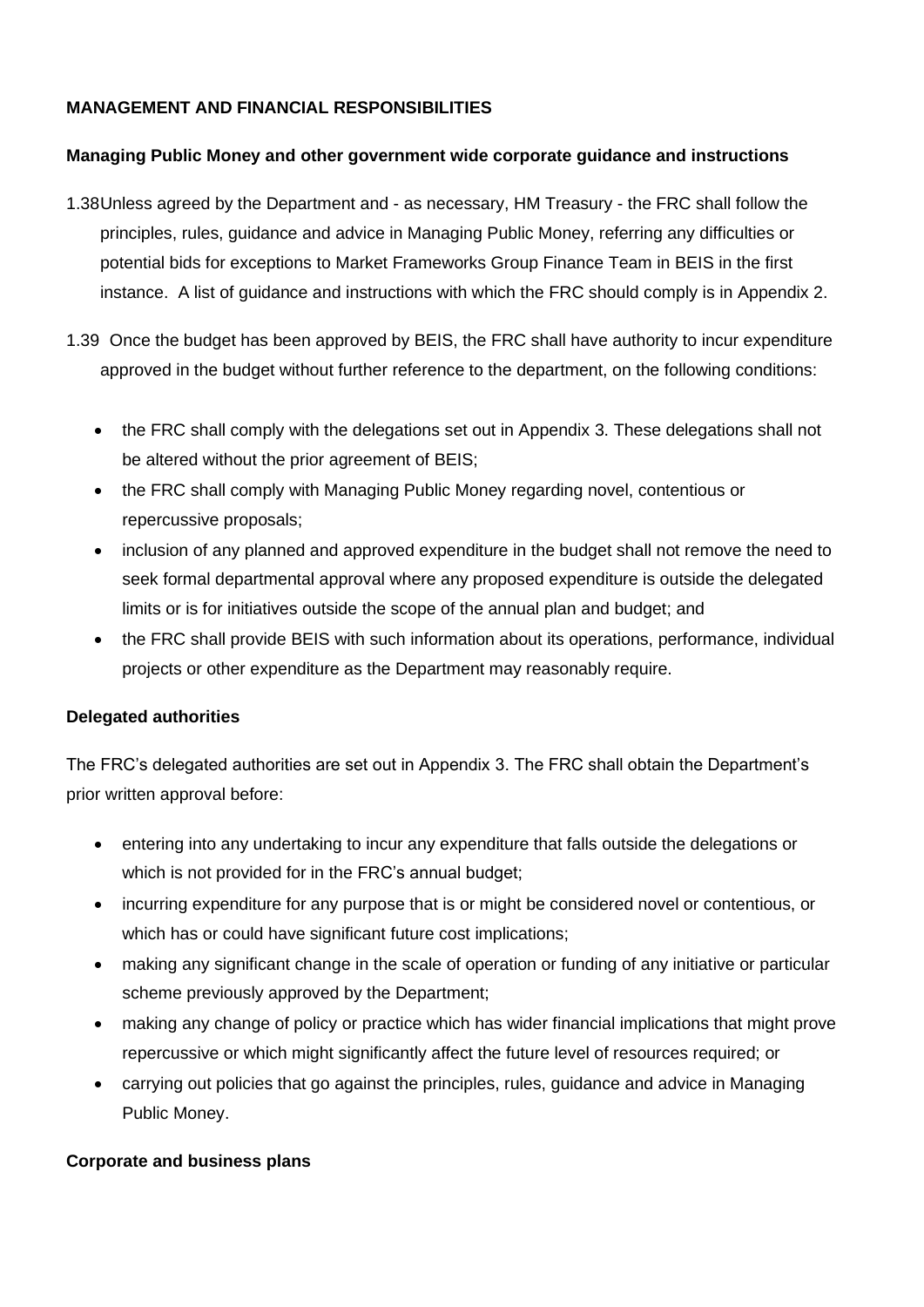**MANAGEMENT AND FINANCIAL RESPONSIBILITIES**

**Managing Public Money and other government wide corporate guidance and instructions**

1.38 Unless agreed by the Department and - as necessary, HM Treasury - the FRC shall follow the principles, rules, guidance and advice in Managing Public Money, referring any difficulties or potential bids for exceptions to Market Frameworks Group Finance Team in BEIS in the first instance. A list of guidance and instructions with which the FRC should comply is in Appendix 2.

1.39 Once the budget has been approved by BEIS, the FRC shall have authority to incur expenditure approved in the budget without further reference to the department, on the following conditions:

- the FRC shall comply with the delegations set out in Appendix 3. These delegations shall not be altered without the prior agreement of BEIS;
- the FRC shall comply with Managing Public Money regarding novel, contentious or repercussive proposals;
- inclusion of any planned and approved expenditure in the budget shall not remove the need to seek formal departmental approval where any proposed expenditure is outside the delegated limits or is for initiatives outside the scope of the annual plan and budget; and
- the FRC shall provide BEIS with such information about its operations, performance, individual projects or other expenditure as the Department may reasonably require.

**Delegated authorities**

The FRC's delegated authorities are set out in Appendix 3. The FRC shall obtain the Department's prior written approval before:

- entering into any undertaking to incur any expenditure that falls outside the delegations or which is not provided for in the FRC's annual budget;
- incurring expenditure for any purpose that is or might be considered novel or contentious, or which has or could have significant future cost implications;
- making any significant change in the scale of operation or funding of any initiative or particular scheme previously approved by the Department;
- making any change of policy or practice which has wider financial implications that might prove repercussive or which might significantly affect the future level of resources required; or
- carrying out policies that go against the principles, rules, guidance and advice in Managing Public Money.

**Corporate and business plans**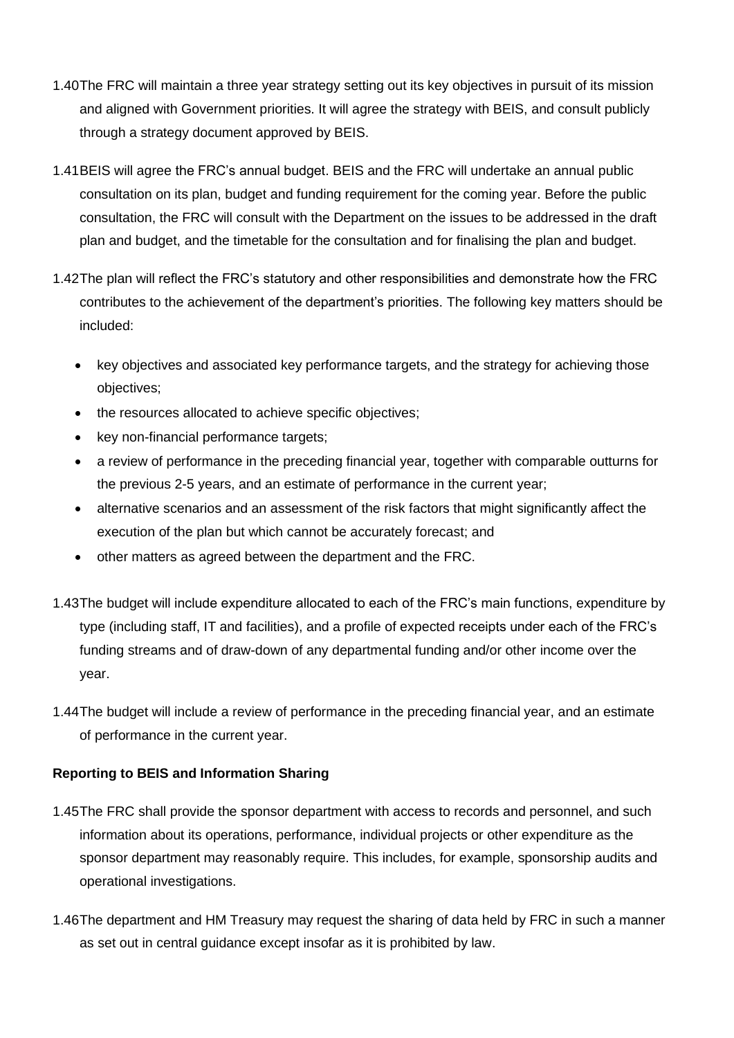1.40 The FRC will maintain a three year strategy setting out its key objectives in pursuit of its mission and aligned with Government priorities. It will agree the strategy with BEIS, and consult publicly through a strategy document approved by BEIS.

1.41 BEIS will agree the FRC's annual budget. BEIS and the FRC will undertake an annual public consultation on its plan, budget and funding requirement for the coming year. Before the public consultation, the FRC will consult with the Department on the issues to be addressed in the draft plan and budget, and the timetable for the consultation and for finalising the plan and budget.

1.42 The plan will reflect the FRC's statutory and other responsibilities and demonstrate how the FRC contributes to the achievement of the department's priorities. The following key matters should be included:

- key objectives and associated key performance targets, and the strategy for achieving those objectives;
- the resources allocated to achieve specific objectives;
- key non-financial performance targets;
- a review of performance in the preceding financial year, together with comparable outturns for the previous 2-5 years, and an estimate of performance in the current year;
- alternative scenarios and an assessment of the risk factors that might significantly affect the execution of the plan but which cannot be accurately forecast; and
- other matters as agreed between the department and the FRC.

1.43 The budget will include expenditure allocated to each of the FRC's main functions, expenditure by type (including staff, IT and facilities), and a profile of expected receipts under each of the FRC's funding streams and of draw-down of any departmental funding and/or other income over the year.

1.44 The budget will include a review of performance in the preceding financial year, and an estimate of performance in the current year.

**Reporting to BEIS and Information Sharing**

1.45 The FRC shall provide the sponsor department with access to records and personnel, and such information about its operations, performance, individual projects or other expenditure as the sponsor department may reasonably require. This includes, for example, sponsorship audits and operational investigations.

1.46 The department and HM Treasury may request the sharing of data held by FRC in such a manner as set out in central guidance except insofar as it is prohibited by law.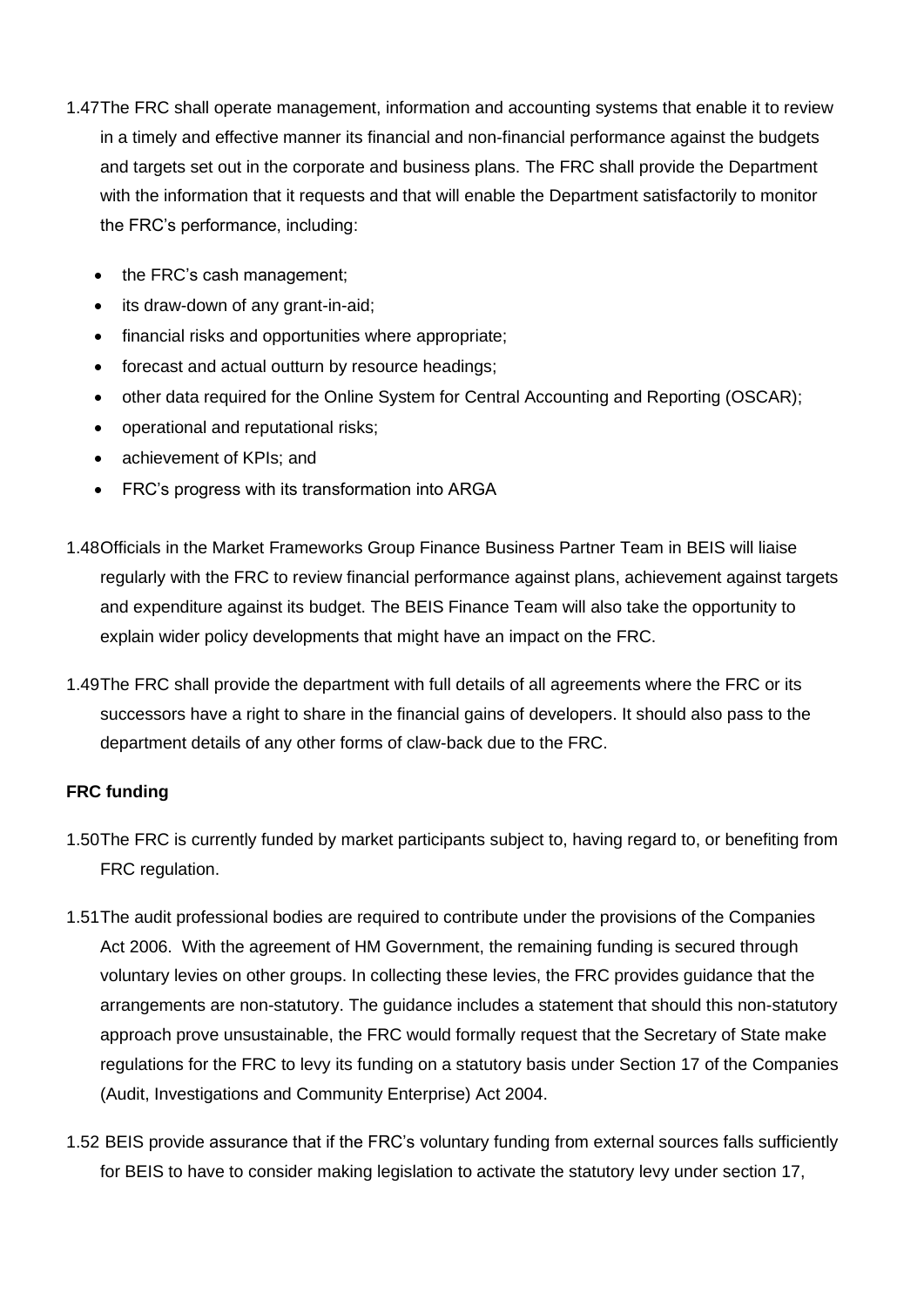1.47 The FRC shall operate management, information and accounting systems that enable it to review in a timely and effective manner its financial and non-financial performance against the budgets and targets set out in the corporate and business plans. The FRC shall provide the Department with the information that it requests and that will enable the Department satisfactorily to monitor the FRC's performance, including:

- the FRC's cash management;
- its draw-down of any grant-in-aid;
- financial risks and opportunities where appropriate;
- forecast and actual outturn by resource headings;
- other data required for the Online System for Central Accounting and Reporting (OSCAR);
- operational and reputational risks;
- achievement of KPIs; and
- FRC's progress with its transformation into ARGA

1.48 Officials in the Market Frameworks Group Finance Business Partner Team in BEIS will liaise regularly with the FRC to review financial performance against plans, achievement against targets and expenditure against its budget. The BEIS Finance Team will also take the opportunity to explain wider policy developments that might have an impact on the FRC.

1.49 The FRC shall provide the department with full details of all agreements where the FRC or its successors have a right to share in the financial gains of developers. It should also pass to the department details of any other forms of claw-back due to the FRC.

**FRC funding**

1.50 The FRC is currently funded by market participants subject to, having regard to, or benefiting from FRC regulation.

1.51 The audit professional bodies are required to contribute under the provisions of the Companies Act 2006. With the agreement of HM Government, the remaining funding is secured through voluntary levies on other groups. In collecting these levies, the FRC provides guidance that the arrangements are non-statutory. The guidance includes a statement that should this non-statutory approach prove unsustainable, the FRC would formally request that the Secretary of State make regulations for the FRC to levy its funding on a statutory basis under Section 17 of the Companies (Audit, Investigations and Community Enterprise) Act 2004.

1.52 BEIS provide assurance that if the FRC's voluntary funding from external sources falls sufficiently for BEIS to have to consider making legislation to activate the statutory levy under section 17,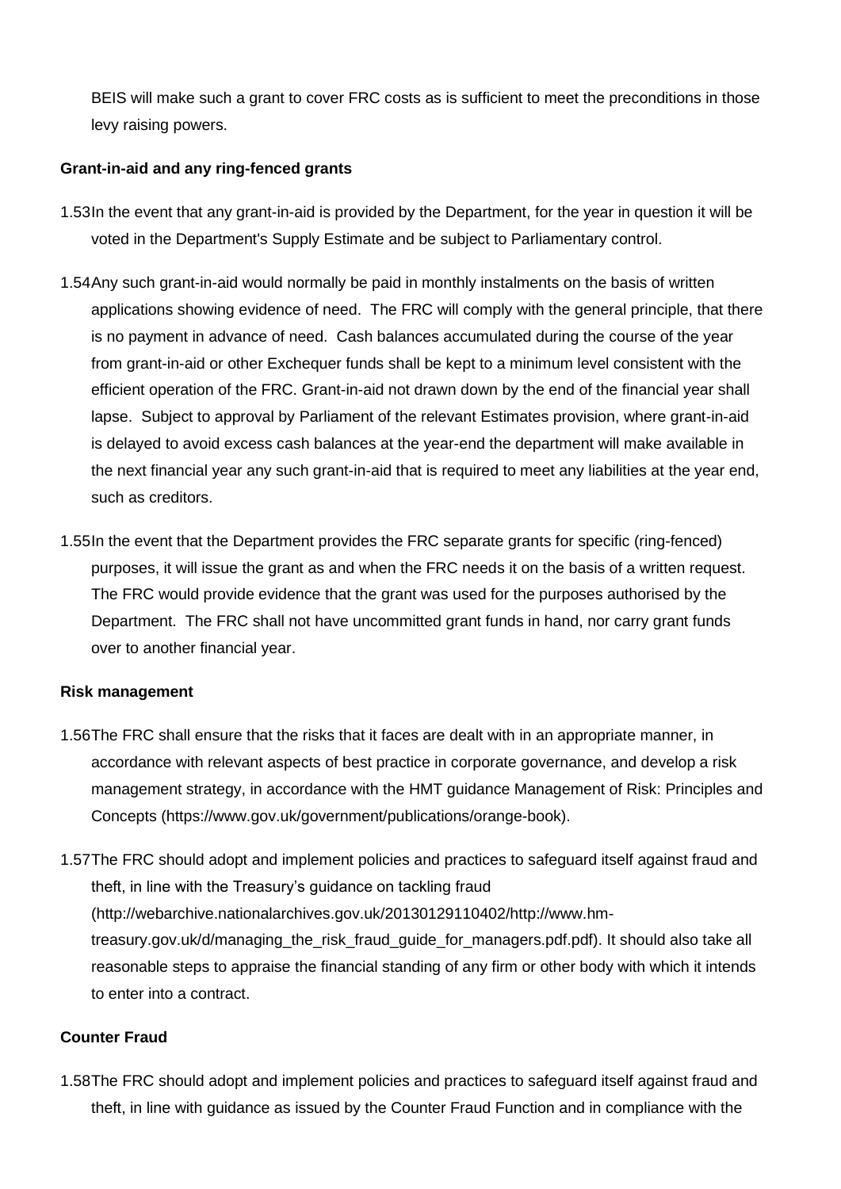BEIS will make such a grant to cover FRC costs as is sufficient to meet the preconditions in those levy raising powers.

**Grant-in-aid and any ring-fenced grants**

1.53 In the event that any grant-in-aid is provided by the Department, for the year in question it will be voted in the Department's Supply Estimate and be subject to Parliamentary control.

1.54 Any such grant-in-aid would normally be paid in monthly instalments on the basis of written applications showing evidence of need. The FRC will comply with the general principle, that there is no payment in advance of need. Cash balances accumulated during the course of the year from grant-in-aid or other Exchequer funds shall be kept to a minimum level consistent with the efficient operation of the FRC. Grant-in-aid not drawn down by the end of the financial year shall lapse. Subject to approval by Parliament of the relevant Estimates provision, where grant-in-aid is delayed to avoid excess cash balances at the year-end the department will make available in the next financial year any such grant-in-aid that is required to meet any liabilities at the year end, such as creditors.

1.55 In the event that the Department provides the FRC separate grants for specific (ring-fenced) purposes, it will issue the grant as and when the FRC needs it on the basis of a written request. The FRC would provide evidence that the grant was used for the purposes authorised by the Department. The FRC shall not have uncommitted grant funds in hand, nor carry grant funds over to another financial year.

**Risk management**

1.56 The FRC shall ensure that the risks that it faces are dealt with in an appropriate manner, in accordance with relevant aspects of best practice in corporate governance, and develop a risk management strategy, in accordance with the HMT guidance Management of Risk: Principles and Concepts (https://www.gov.uk/government/publications/orange-book).

1.57 The FRC should adopt and implement policies and practices to safeguard itself against fraud and theft, in line with the Treasury's guidance on tackling fraud (http://webarchive.nationalarchives.gov.uk/20130129110402/http://www.hm-treasury.gov.uk/d/managing_the_risk_fraud_guide_for_managers.pdf.pdf). It should also take all reasonable steps to appraise the financial standing of any firm or other body with which it intends to enter into a contract.

**Counter Fraud**

1.58 The FRC should adopt and implement policies and practices to safeguard itself against fraud and theft, in line with guidance as issued by the Counter Fraud Function and in compliance with the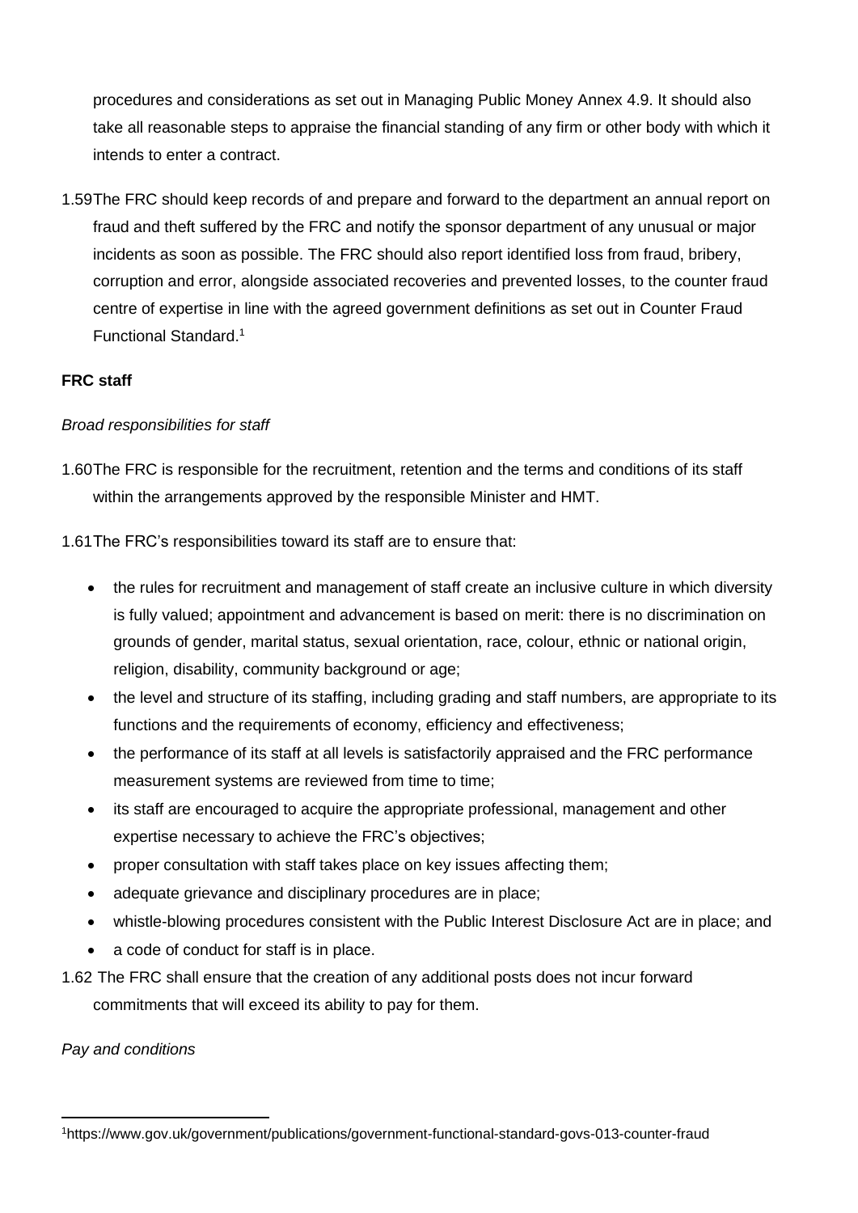procedures and considerations as set out in Managing Public Money Annex 4.9. It should also take all reasonable steps to appraise the financial standing of any firm or other body with which it intends to enter a contract.

1.59 The FRC should keep records of and prepare and forward to the department an annual report on fraud and theft suffered by the FRC and notify the sponsor department of any unusual or major incidents as soon as possible. The FRC should also report identified loss from fraud, bribery, corruption and error, alongside associated recoveries and prevented losses, to the counter fraud centre of expertise in line with the agreed government definitions as set out in Counter Fraud Functional Standard.[1]

**FRC staff**

*Broad responsibilities for staff*

1.60 The FRC is responsible for the recruitment, retention and the terms and conditions of its staff within the arrangements approved by the responsible Minister and HMT.

1.61 The FRC's responsibilities toward its staff are to ensure that:

- the rules for recruitment and management of staff create an inclusive culture in which diversity is fully valued; appointment and advancement is based on merit: there is no discrimination on grounds of gender, marital status, sexual orientation, race, colour, ethnic or national origin, religion, disability, community background or age;
- the level and structure of its staffing, including grading and staff numbers, are appropriate to its functions and the requirements of economy, efficiency and effectiveness;
- the performance of its staff at all levels is satisfactorily appraised and the FRC performance measurement systems are reviewed from time to time;
- its staff are encouraged to acquire the appropriate professional, management and other expertise necessary to achieve the FRC's objectives;
- proper consultation with staff takes place on key issues affecting them;
- adequate grievance and disciplinary procedures are in place;
- whistle-blowing procedures consistent with the Public Interest Disclosure Act are in place; and
- a code of conduct for staff is in place.

1.62 The FRC shall ensure that the creation of any additional posts does not incur forward commitments that will exceed its ability to pay for them.

*Pay and conditions*

[1] https://www.gov.uk/government/publications/government-functional-standard-govs-013-counter-fraud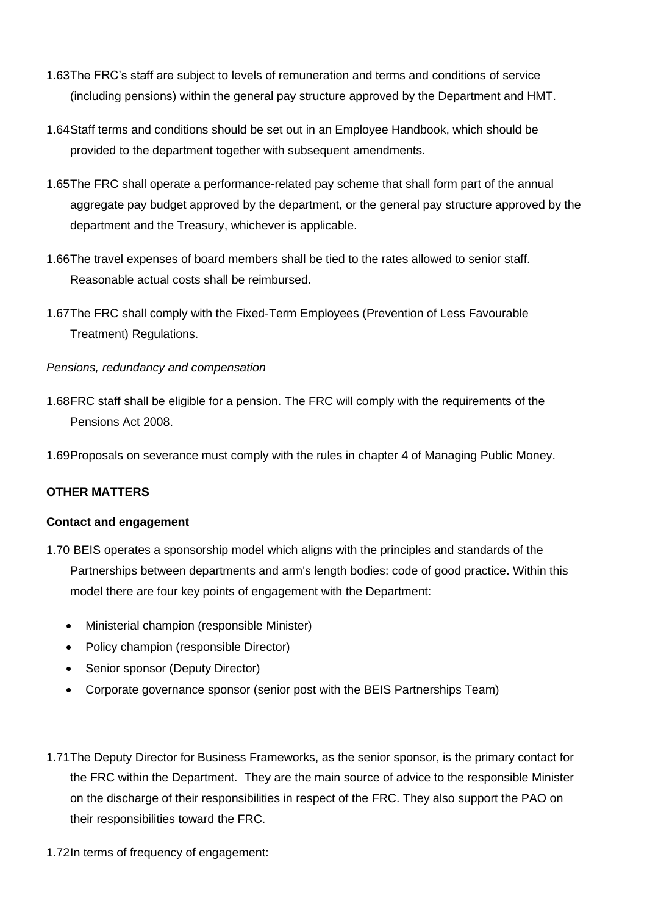1.63 The FRC's staff are subject to levels of remuneration and terms and conditions of service (including pensions) within the general pay structure approved by the Department and HMT.

1.64 Staff terms and conditions should be set out in an Employee Handbook, which should be provided to the department together with subsequent amendments.

1.65 The FRC shall operate a performance-related pay scheme that shall form part of the annual aggregate pay budget approved by the department, or the general pay structure approved by the department and the Treasury, whichever is applicable.

1.66 The travel expenses of board members shall be tied to the rates allowed to senior staff. Reasonable actual costs shall be reimbursed.

1.67 The FRC shall comply with the Fixed-Term Employees (Prevention of Less Favourable Treatment) Regulations.

*Pensions, redundancy and compensation*

1.68 FRC staff shall be eligible for a pension. The FRC will comply with the requirements of the Pensions Act 2008.

1.69 Proposals on severance must comply with the rules in chapter 4 of Managing Public Money.

**OTHER MATTERS**

**Contact and engagement**

1.70 BEIS operates a sponsorship model which aligns with the principles and standards of the Partnerships between departments and arm's length bodies: code of good practice. Within this model there are four key points of engagement with the Department:

- Ministerial champion (responsible Minister)
- Policy champion (responsible Director)
- Senior sponsor (Deputy Director)
- Corporate governance sponsor (senior post with the BEIS Partnerships Team)

1.71 The Deputy Director for Business Frameworks, as the senior sponsor, is the primary contact for the FRC within the Department. They are the main source of advice to the responsible Minister on the discharge of their responsibilities in respect of the FRC. They also support the PAO on their responsibilities toward the FRC.

1.72 In terms of frequency of engagement: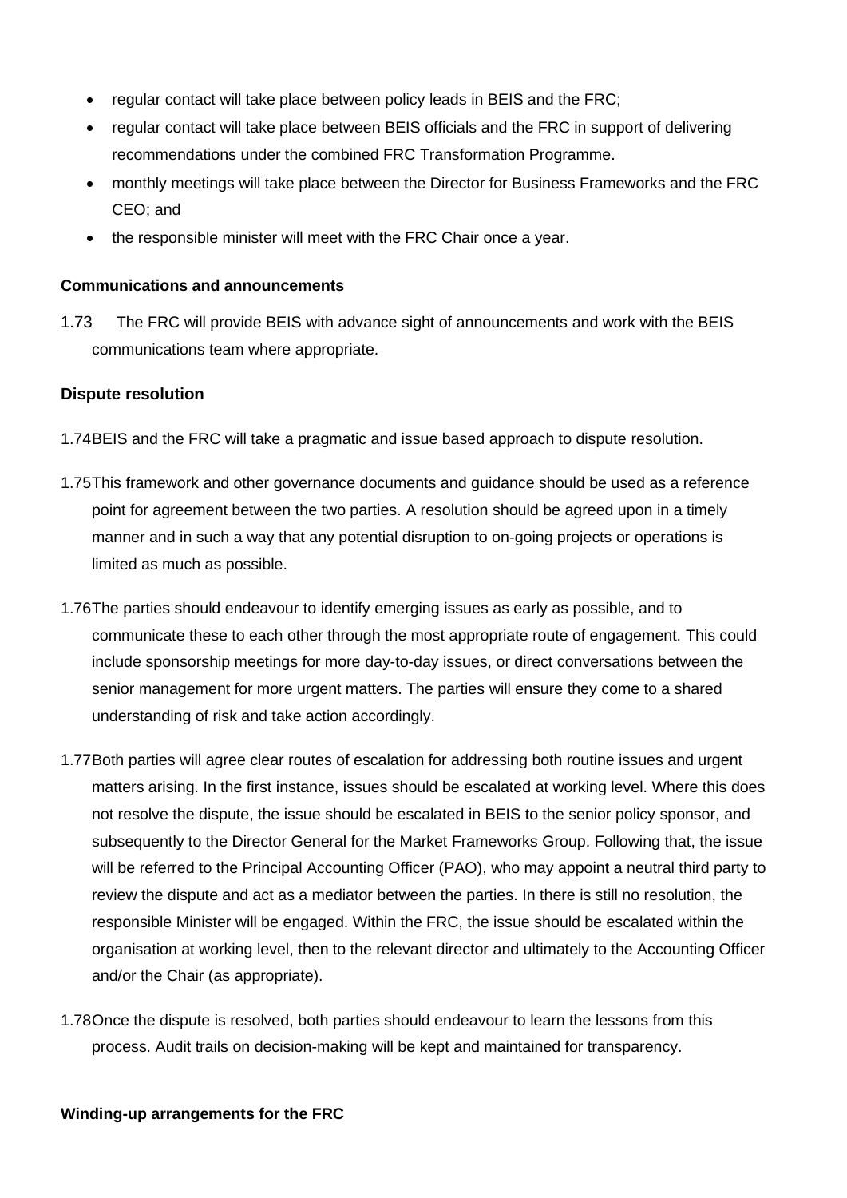- regular contact will take place between policy leads in BEIS and the FRC;
- regular contact will take place between BEIS officials and the FRC in support of delivering recommendations under the combined FRC Transformation Programme.
- monthly meetings will take place between the Director for Business Frameworks and the FRC CEO; and
- the responsible minister will meet with the FRC Chair once a year.

**Communications and announcements**

1.73 The FRC will provide BEIS with advance sight of announcements and work with the BEIS communications team where appropriate.

**Dispute resolution**

1.74 BEIS and the FRC will take a pragmatic and issue based approach to dispute resolution.

1.75 This framework and other governance documents and guidance should be used as a reference point for agreement between the two parties. A resolution should be agreed upon in a timely manner and in such a way that any potential disruption to on-going projects or operations is limited as much as possible.

1.76 The parties should endeavour to identify emerging issues as early as possible, and to communicate these to each other through the most appropriate route of engagement. This could include sponsorship meetings for more day-to-day issues, or direct conversations between the senior management for more urgent matters. The parties will ensure they come to a shared understanding of risk and take action accordingly.

1.77 Both parties will agree clear routes of escalation for addressing both routine issues and urgent matters arising. In the first instance, issues should be escalated at working level. Where this does not resolve the dispute, the issue should be escalated in BEIS to the senior policy sponsor, and subsequently to the Director General for the Market Frameworks Group. Following that, the issue will be referred to the Principal Accounting Officer (PAO), who may appoint a neutral third party to review the dispute and act as a mediator between the parties. In there is still no resolution, the responsible Minister will be engaged. Within the FRC, the issue should be escalated within the organisation at working level, then to the relevant director and ultimately to the Accounting Officer and/or the Chair (as appropriate).

1.78 Once the dispute is resolved, both parties should endeavour to learn the lessons from this process. Audit trails on decision-making will be kept and maintained for transparency.

**Winding-up arrangements for the FRC**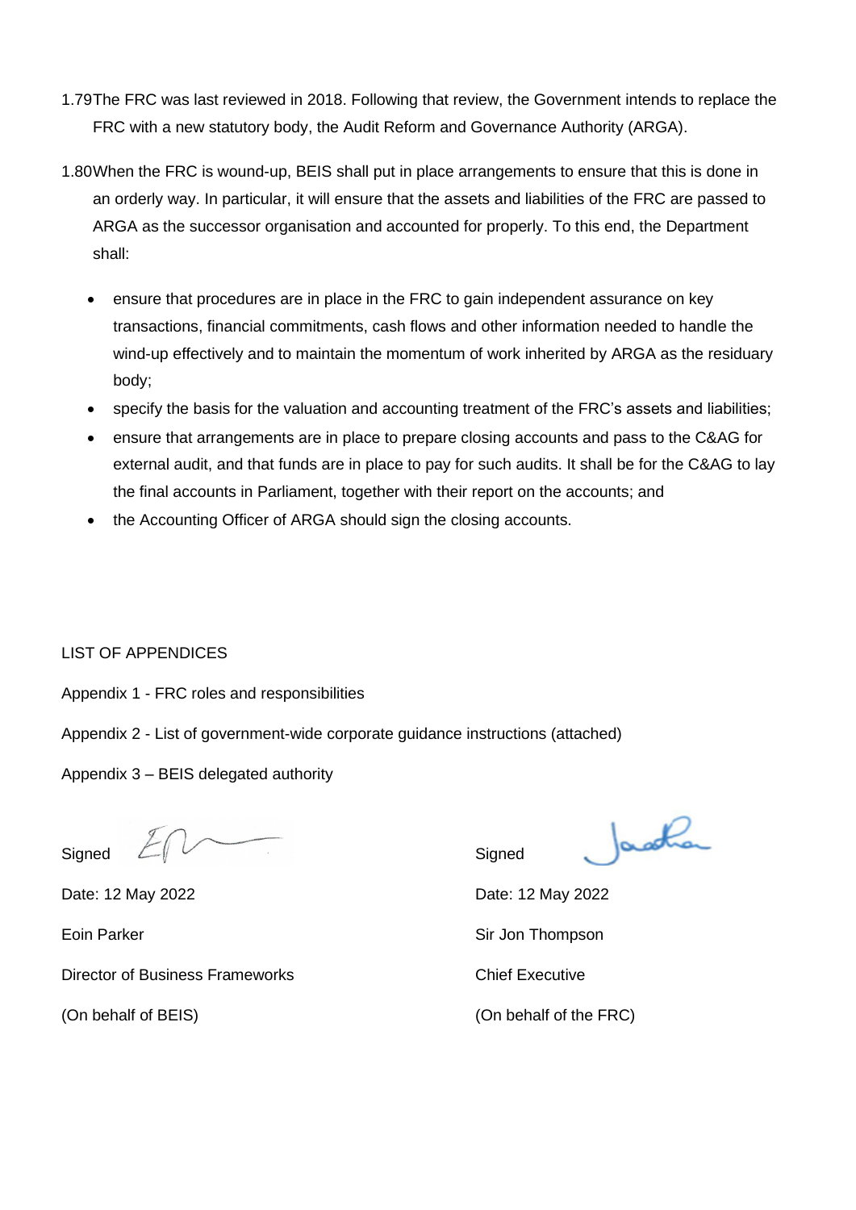1.79 The FRC was last reviewed in 2018. Following that review, the Government intends to replace the FRC with a new statutory body, the Audit Reform and Governance Authority (ARGA).

1.80 When the FRC is wound-up, BEIS shall put in place arrangements to ensure that this is done in an orderly way. In particular, it will ensure that the assets and liabilities of the FRC are passed to ARGA as the successor organisation and accounted for properly. To this end, the Department shall:

- ensure that procedures are in place in the FRC to gain independent assurance on key transactions, financial commitments, cash flows and other information needed to handle the wind-up effectively and to maintain the momentum of work inherited by ARGA as the residuary body;
- specify the basis for the valuation and accounting treatment of the FRC's assets and liabilities;
- ensure that arrangements are in place to prepare closing accounts and pass to the C&AG for external audit, and that funds are in place to pay for such audits. It shall be for the C&AG to lay the final accounts in Parliament, together with their report on the accounts; and
- the Accounting Officer of ARGA should sign the closing accounts.

LIST OF APPENDICES

Appendix 1 - FRC roles and responsibilities

Appendix 2 - List of government-wide corporate guidance instructions (attached)

Appendix 3 – BEIS delegated authority

Signed

Date: 12 May 2022

Eoin Parker

Director of Business Frameworks

(On behalf of BEIS)

Signed

Date: 12 May 2022

Sir Jon Thompson

Chief Executive

(On behalf of the FRC)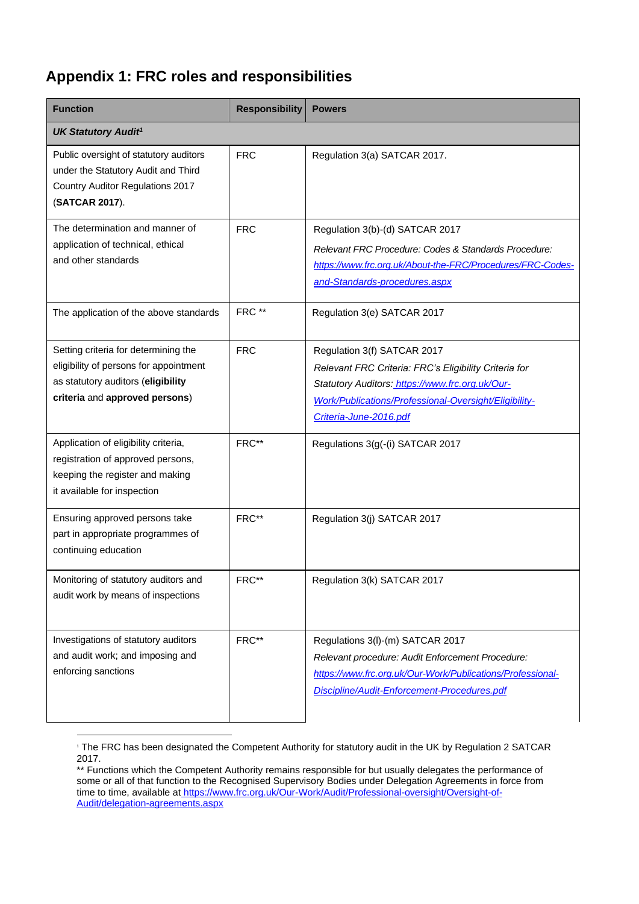## Appendix 1: FRC roles and responsibilities

| Function | Responsibility | Powers |
|---|---|---|
| ***UK Statutory Audit***[1] | | |
| Public oversight of statutory auditors under the Statutory Audit and Third Country Auditor Regulations 2017 (**SATCAR 2017**). | FRC | Regulation 3(a) SATCAR 2017. |
| The determination and manner of application of technical, ethical and other standards | FRC | Regulation 3(b)-(d) SATCAR 2017 *Relevant FRC Procedure: Codes & Standards Procedure:* *https://www.frc.org.uk/About-the-FRC/Procedures/FRC-Codes-and-Standards-procedures.aspx* |
| The application of the above standards | FRC ** | Regulation 3(e) SATCAR 2017 |
| Setting criteria for determining the eligibility of persons for appointment as statutory auditors (**eligibility criteria** and **approved persons**) | FRC | Regulation 3(f) SATCAR 2017 *Relevant FRC Criteria: FRC's Eligibility Criteria for Statutory Auditors: https://www.frc.org.uk/Our-Work/Publications/Professional-Oversight/Eligibility-Criteria-June-2016.pdf* |
| Application of eligibility criteria, registration of approved persons, keeping the register and making it available for inspection | FRC** | Regulations 3(g(-(i) SATCAR 2017 |
| Ensuring approved persons take part in appropriate programmes of continuing education | FRC** | Regulation 3(j) SATCAR 2017 |
| Monitoring of statutory auditors and audit work by means of inspections | FRC** | Regulation 3(k) SATCAR 2017 |
| Investigations of statutory auditors and audit work; and imposing and enforcing sanctions | FRC** | Regulations 3(l)-(m) SATCAR 2017 *Relevant procedure: Audit Enforcement Procedure:* *https://www.frc.org.uk/Our-Work/Publications/Professional-Discipline/Audit-Enforcement-Procedures.pdf* |

[1] The FRC has been designated the Competent Authority for statutory audit in the UK by Regulation 2 SATCAR 2017.

** Functions which the Competent Authority remains responsible for but usually delegates the performance of some or all of that function to the Recognised Supervisory Bodies under Delegation Agreements in force from time to time, available at https://www.frc.org.uk/Our-Work/Audit/Professional-oversight/Oversight-of-Audit/delegation-agreements.aspx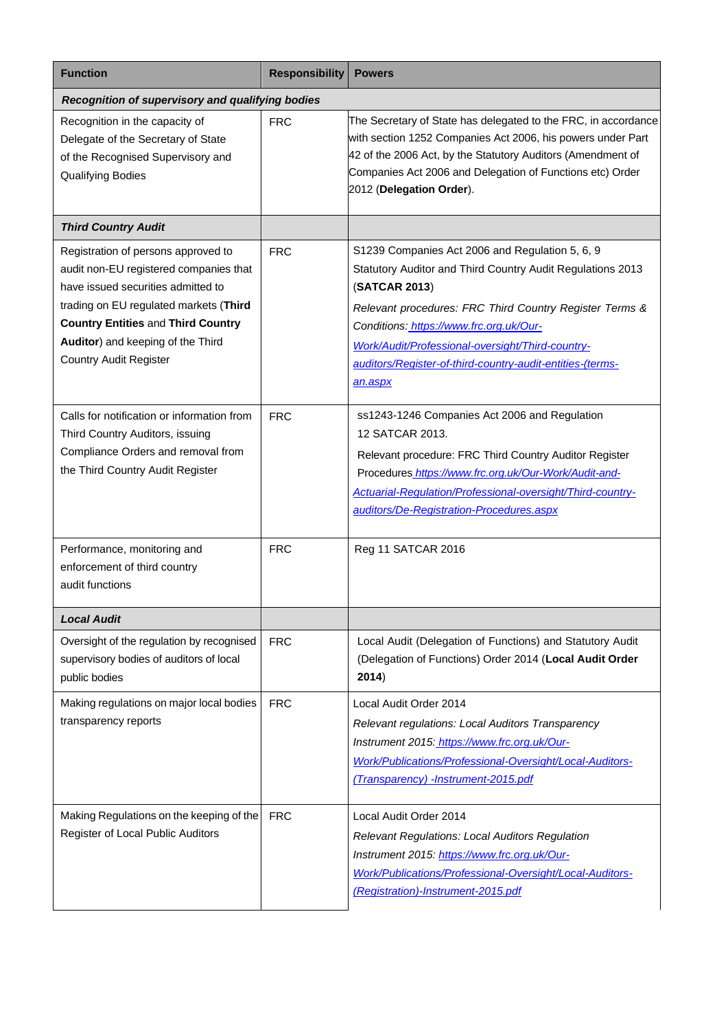| Function | Responsibility | Powers |
|---|---|---|
| ***Recognition of supervisory and qualifying bodies*** | | |
| Recognition in the capacity of Delegate of the Secretary of State of the Recognised Supervisory and Qualifying Bodies | FRC | The Secretary of State has delegated to the FRC, in accordance with section 1252 Companies Act 2006, his powers under Part 42 of the 2006 Act, by the Statutory Auditors (Amendment of Companies Act 2006 and Delegation of Functions etc) Order 2012 (**Delegation Order**). |
| ***Third Country Audit*** | | |
| Registration of persons approved to audit non-EU registered companies that have issued securities admitted to trading on EU regulated markets (**Third Country Entities** and **Third Country Auditor**) and keeping of the Third Country Audit Register | FRC | S1239 Companies Act 2006 and Regulation 5, 6, 9 Statutory Auditor and Third Country Audit Regulations 2013 (**SATCAR 2013**)<br>*Relevant procedures: FRC Third Country Register Terms & Conditions: https://www.frc.org.uk/Our-Work/Audit/Professional-oversight/Third-country-auditors/Register-of-third-country-audit-entities-(terms-an.aspx* |
| Calls for notification or information from Third Country Auditors, issuing Compliance Orders and removal from the Third Country Audit Register | FRC | ss1243-1246 Companies Act 2006 and Regulation 12 SATCAR 2013.<br>Relevant procedure: FRC Third Country Auditor Register Procedures *https://www.frc.org.uk/Our-Work/Audit-and-Actuarial-Regulation/Professional-oversight/Third-country-auditors/De-Registration-Procedures.aspx* |
| Performance, monitoring and enforcement of third country audit functions | FRC | Reg 11 SATCAR 2016 |
| ***Local Audit*** | | |
| Oversight of the regulation by recognised supervisory bodies of auditors of local public bodies | FRC | Local Audit (Delegation of Functions) and Statutory Audit (Delegation of Functions) Order 2014 (**Local Audit Order 2014**) |
| Making regulations on major local bodies transparency reports | FRC | Local Audit Order 2014<br>*Relevant regulations: Local Auditors Transparency Instrument 2015: https://www.frc.org.uk/Our-Work/Publications/Professional-Oversight/Local-Auditors-(Transparency) -Instrument-2015.pdf* |
| Making Regulations on the keeping of the Register of Local Public Auditors | FRC | Local Audit Order 2014<br>*Relevant Regulations: Local Auditors Regulation Instrument 2015: https://www.frc.org.uk/Our-Work/Publications/Professional-Oversight/Local-Auditors-(Registration)-Instrument-2015.pdf* |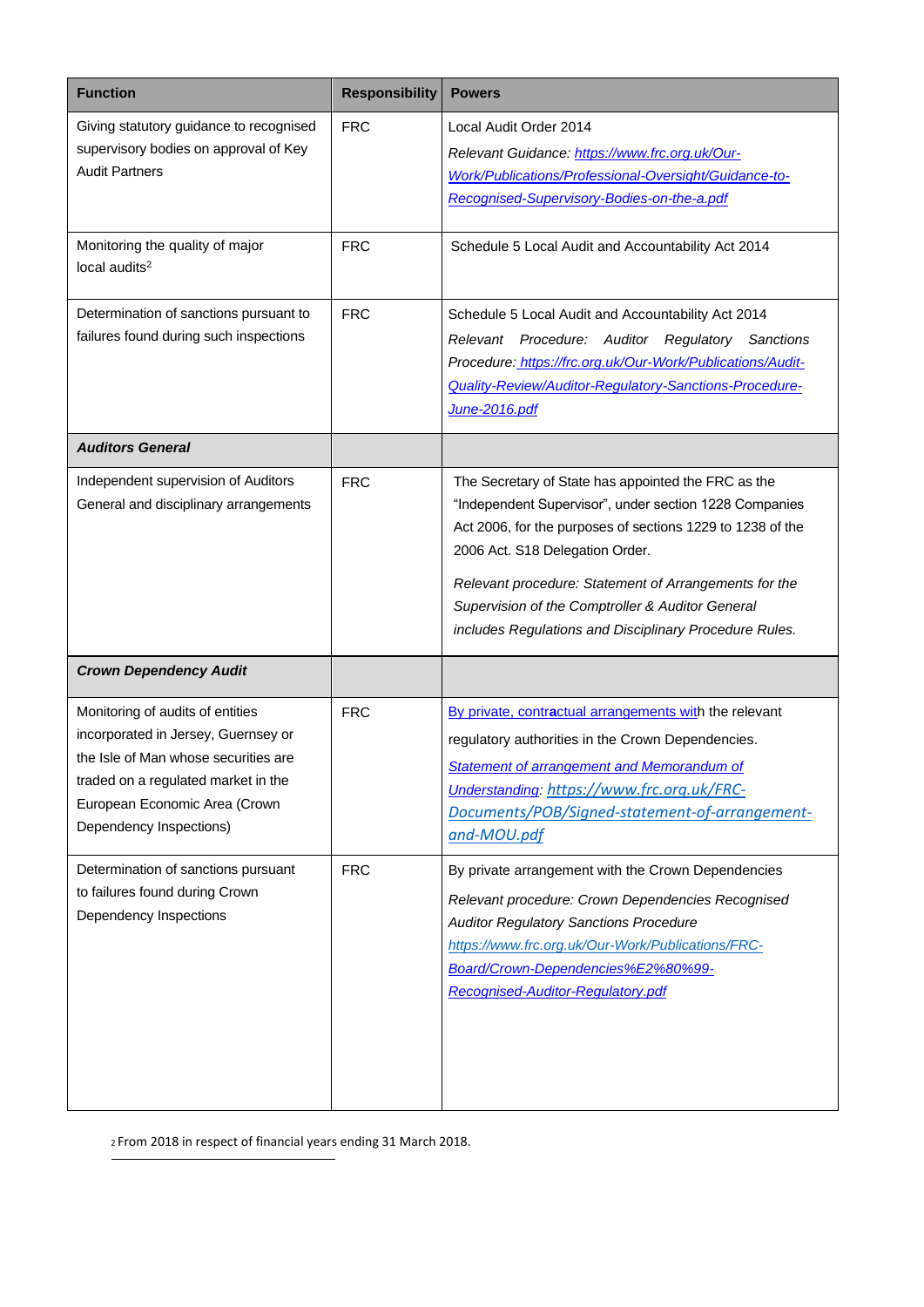| Function | Responsibility | Powers |
|---|---|---|
| Giving statutory guidance to recognised supervisory bodies on approval of Key Audit Partners | FRC | Local Audit Order 2014<br>*Relevant Guidance: https://www.frc.org.uk/Our-Work/Publications/Professional-Oversight/Guidance-to-Recognised-Supervisory-Bodies-on-the-a.pdf* |
| Monitoring the quality of major local audits[2] | FRC | Schedule 5 Local Audit and Accountability Act 2014 |
| Determination of sanctions pursuant to failures found during such inspections | FRC | Schedule 5 Local Audit and Accountability Act 2014<br>*Relevant Procedure: Auditor Regulatory Sanctions Procedure: https://frc.org.uk/Our-Work/Publications/Audit-Quality-Review/Auditor-Regulatory-Sanctions-Procedure-June-2016.pdf* |
| ***Auditors General*** | | |
| Independent supervision of Auditors General and disciplinary arrangements | FRC | The Secretary of State has appointed the FRC as the "Independent Supervisor", under section 1228 Companies Act 2006, for the purposes of sections 1229 to 1238 of the 2006 Act. S18 Delegation Order.<br>*Relevant procedure: Statement of Arrangements for the Supervision of the Comptroller & Auditor General includes Regulations and Disciplinary Procedure Rules.* |
| ***Crown Dependency Audit*** | | |
| Monitoring of audits of entities incorporated in Jersey, Guernsey or the Isle of Man whose securities are traded on a regulated market in the European Economic Area (Crown Dependency Inspections) | FRC | By private, contractual arrangements with the relevant regulatory authorities in the Crown Dependencies.<br>*Statement of arrangement and Memorandum of Understanding: https://www.frc.org.uk/FRC-Documents/POB/Signed-statement-of-arrangement-and-MOU.pdf* |
| Determination of sanctions pursuant to failures found during Crown Dependency Inspections | FRC | By private arrangement with the Crown Dependencies<br>*Relevant procedure: Crown Dependencies Recognised Auditor Regulatory Sanctions Procedure https://www.frc.org.uk/Our-Work/Publications/FRC-Board/Crown-Dependencies%E2%80%99-Recognised-Auditor-Regulatory.pdf* |

[2] From 2018 in respect of financial years ending 31 March 2018.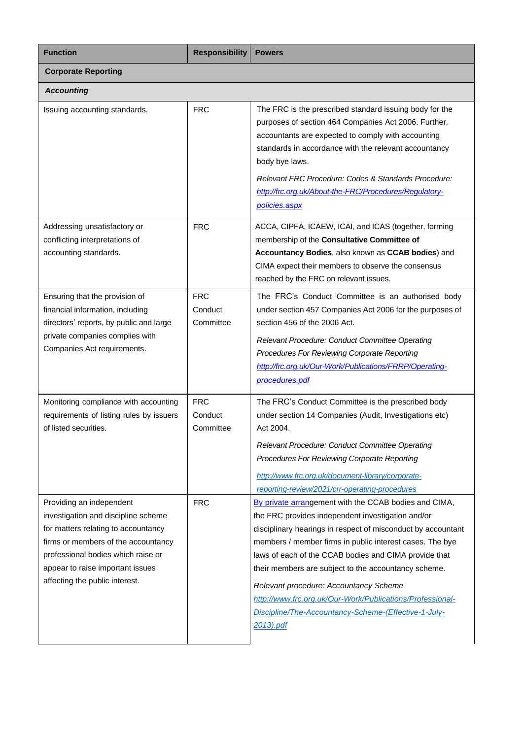| Function | Responsibility | Powers |
|---|---|---|
| **Corporate Reporting** | | |
| ***Accounting*** | | |
| Issuing accounting standards. | FRC | The FRC is the prescribed standard issuing body for the purposes of section 464 Companies Act 2006. Further, accountants are expected to comply with accounting standards in accordance with the relevant accountancy body bye laws.<br><br>*Relevant FRC Procedure: Codes & Standards Procedure:* *http://frc.org.uk/About-the-FRC/Procedures/Regulatory-policies.aspx* |
| Addressing unsatisfactory or conflicting interpretations of accounting standards. | FRC | ACCA, CIPFA, ICAEW, ICAI, and ICAS (together, forming membership of the **Consultative Committee of Accountancy Bodies**, also known as **CCAB bodies**) and CIMA expect their members to observe the consensus reached by the FRC on relevant issues. |
| Ensuring that the provision of financial information, including directors' reports, by public and large private companies complies with Companies Act requirements. | FRC Conduct Committee | The FRC's Conduct Committee is an authorised body under section 457 Companies Act 2006 for the purposes of section 456 of the 2006 Act.<br><br>*Relevant Procedure: Conduct Committee Operating Procedures For Reviewing Corporate Reporting* *http://frc.org.uk/Our-Work/Publications/FRRP/Operating-procedures.pdf* |
| Monitoring compliance with accounting requirements of listing rules by issuers of listed securities. | FRC Conduct Committee | The FRC's Conduct Committee is the prescribed body under section 14 Companies (Audit, Investigations etc) Act 2004.<br><br>*Relevant Procedure: Conduct Committee Operating Procedures For Reviewing Corporate Reporting*<br><br>*http://www.frc.org.uk/document-library/corporate-reporting-review/2021/crr-operating-procedures* |
| Providing an independent investigation and discipline scheme for matters relating to accountancy firms or members of the accountancy professional bodies which raise or appear to raise important issues affecting the public interest. | FRC | By private arrangement with the CCAB bodies and CIMA, the FRC provides independent investigation and/or disciplinary hearings in respect of misconduct by accountant members / member firms in public interest cases. The bye laws of each of the CCAB bodies and CIMA provide that their members are subject to the accountancy scheme.<br><br>*Relevant procedure: Accountancy Scheme* *http://www.frc.org.uk/Our-Work/Publications/Professional-Discipline/The-Accountancy-Scheme-(Effective-1-July-2013).pdf* |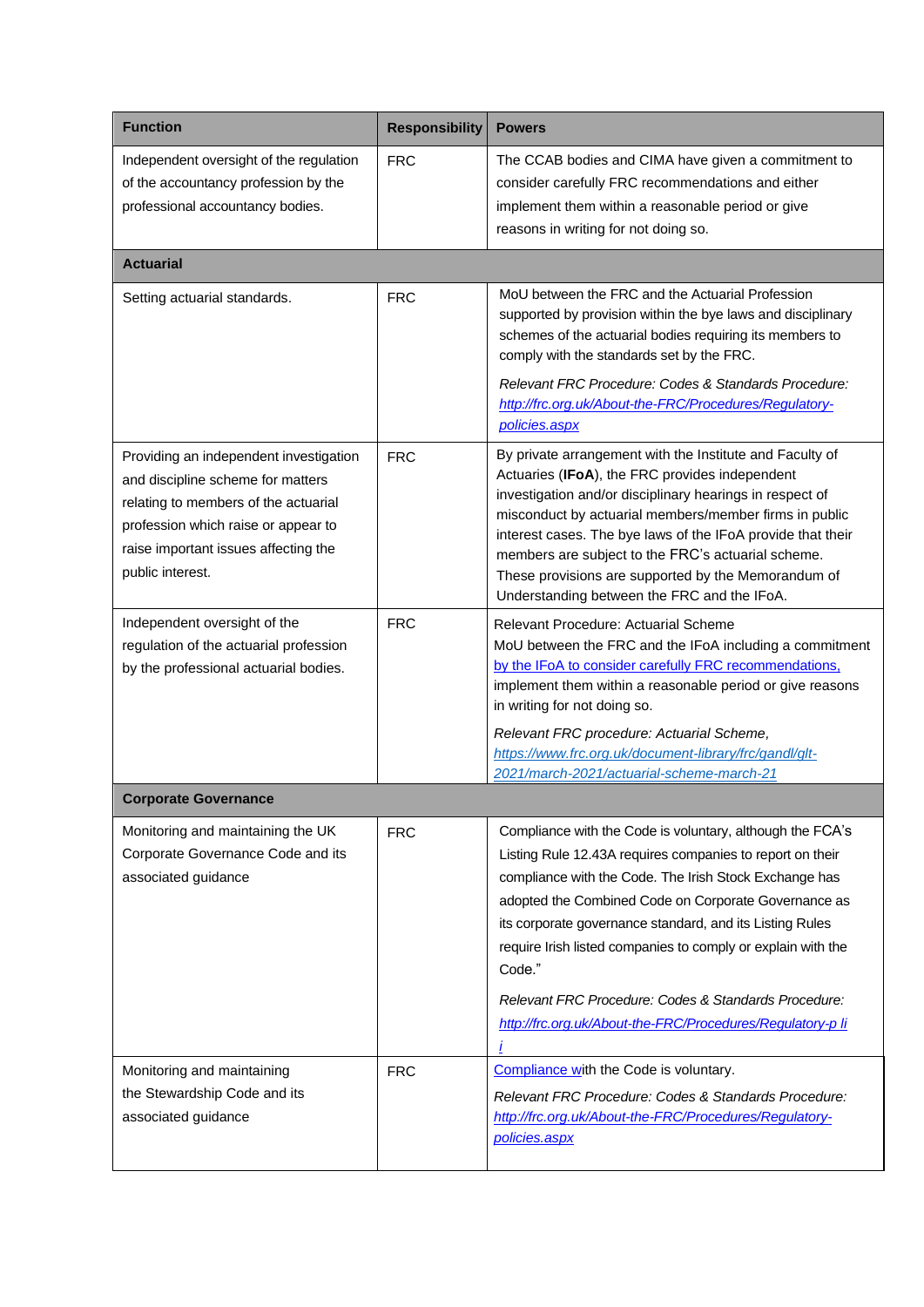| Function | Responsibility | Powers |
|---|---|---|
| Independent oversight of the regulation of the accountancy profession by the professional accountancy bodies. | FRC | The CCAB bodies and CIMA have given a commitment to consider carefully FRC recommendations and either implement them within a reasonable period or give reasons in writing for not doing so. |
| **Actuarial** | | |
| Setting actuarial standards. | FRC | MoU between the FRC and the Actuarial Profession supported by provision within the bye laws and disciplinary schemes of the actuarial bodies requiring its members to comply with the standards set by the FRC.<br><br>*Relevant FRC Procedure: Codes & Standards Procedure: [http://frc.org.uk/About-the-FRC/Procedures/Regulatory-policies.aspx](http://frc.org.uk/About-the-FRC/Procedures/Regulatory-policies.aspx)* |
| Providing an independent investigation and discipline scheme for matters relating to members of the actuarial profession which raise or appear to raise important issues affecting the public interest. | FRC | By private arrangement with the Institute and Faculty of Actuaries (**IFoA**), the FRC provides independent investigation and/or disciplinary hearings in respect of misconduct by actuarial members/member firms in public interest cases. The bye laws of the IFoA provide that their members are subject to the FRC's actuarial scheme. These provisions are supported by the Memorandum of Understanding between the FRC and the IFoA. |
| Independent oversight of the regulation of the actuarial profession by the professional actuarial bodies. | FRC | Relevant Procedure: Actuarial Scheme<br>MoU between the FRC and the IFoA including a commitment by the IFoA to consider carefully FRC recommendations, implement them within a reasonable period or give reasons in writing for not doing so.<br><br>*Relevant FRC procedure: Actuarial Scheme, [https://www.frc.org.uk/document-library/frc/gandl/glt-2021/march-2021/actuarial-scheme-march-21](https://www.frc.org.uk/document-library/frc/gandl/glt-2021/march-2021/actuarial-scheme-march-21)* |
| **Corporate Governance** | | |
| Monitoring and maintaining the UK Corporate Governance Code and its associated guidance | FRC | Compliance with the Code is voluntary, although the FCA's Listing Rule 12.43A requires companies to report on their compliance with the Code. The Irish Stock Exchange has adopted the Combined Code on Corporate Governance as its corporate governance standard, and its Listing Rules require Irish listed companies to comply or explain with the Code."<br><br>*Relevant FRC Procedure: Codes & Standards Procedure: [http://frc.org.uk/About-the-FRC/Procedures/Regulatory-p li i](http://frc.org.uk/About-the-FRC/Procedures/Regulatory-p li i)* |
| Monitoring and maintaining the Stewardship Code and its associated guidance | FRC | Compliance with the Code is voluntary.<br><br>*Relevant FRC Procedure: Codes & Standards Procedure: [http://frc.org.uk/About-the-FRC/Procedures/Regulatory-policies.aspx](http://frc.org.uk/About-the-FRC/Procedures/Regulatory-policies.aspx)* |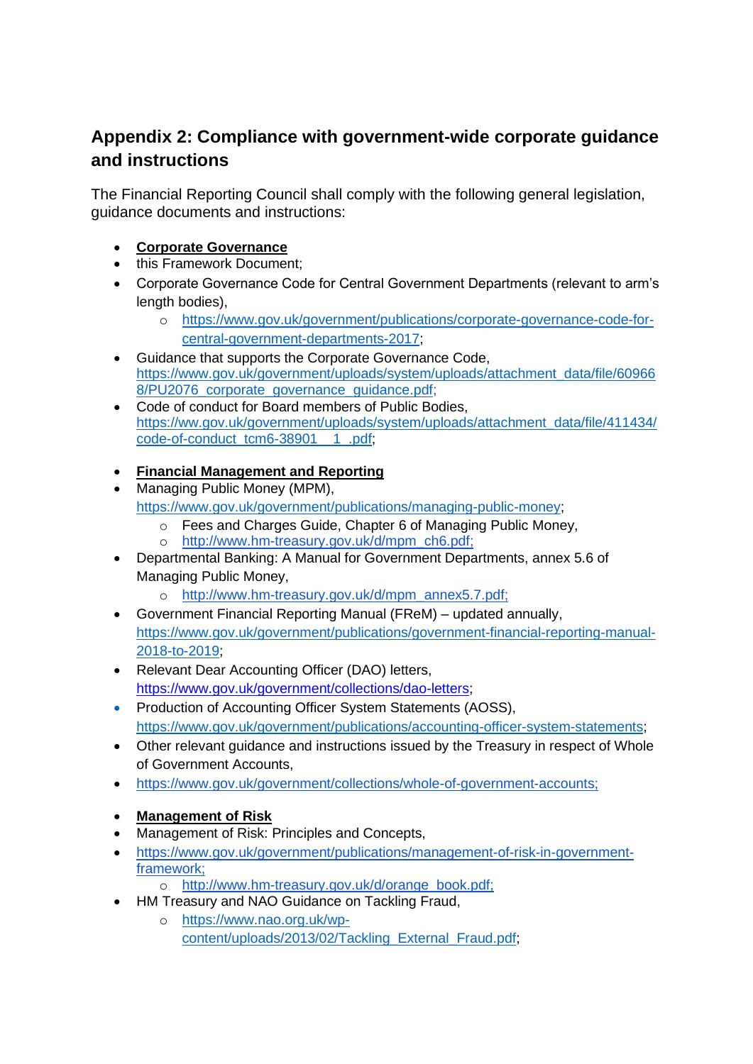## Appendix 2: Compliance with government-wide corporate guidance and instructions

The Financial Reporting Council shall comply with the following general legislation, guidance documents and instructions:

- **Corporate Governance**
- this Framework Document;
- Corporate Governance Code for Central Government Departments (relevant to arm's length bodies),
    - https://www.gov.uk/government/publications/corporate-governance-code-for-central-government-departments-2017;
- Guidance that supports the Corporate Governance Code, https://www.gov.uk/government/uploads/system/uploads/attachment_data/file/609668/PU2076_corporate_governance_guidance.pdf;
- Code of conduct for Board members of Public Bodies, https://ww.gov.uk/government/uploads/system/uploads/attachment_data/file/411434/code-of-conduct_tcm6-38901__1_.pdf;

- **Financial Management and Reporting**
- Managing Public Money (MPM), https://www.gov.uk/government/publications/managing-public-money;
    - Fees and Charges Guide, Chapter 6 of Managing Public Money,
    - http://www.hm-treasury.gov.uk/d/mpm_ch6.pdf;
- Departmental Banking: A Manual for Government Departments, annex 5.6 of Managing Public Money,
    - http://www.hm-treasury.gov.uk/d/mpm_annex5.7.pdf;
- Government Financial Reporting Manual (FReM) – updated annually, https://www.gov.uk/government/publications/government-financial-reporting-manual-2018-to-2019;
- Relevant Dear Accounting Officer (DAO) letters, https://www.gov.uk/government/collections/dao-letters;
- Production of Accounting Officer System Statements (AOSS), https://www.gov.uk/government/publications/accounting-officer-system-statements;
- Other relevant guidance and instructions issued by the Treasury in respect of Whole of Government Accounts,
- https://www.gov.uk/government/collections/whole-of-government-accounts;

- **Management of Risk**
- Management of Risk: Principles and Concepts,
- https://www.gov.uk/government/publications/management-of-risk-in-government-framework;
    - http://www.hm-treasury.gov.uk/d/orange_book.pdf;
- HM Treasury and NAO Guidance on Tackling Fraud,
    - https://www.nao.org.uk/wp-content/uploads/2013/02/Tackling_External_Fraud.pdf;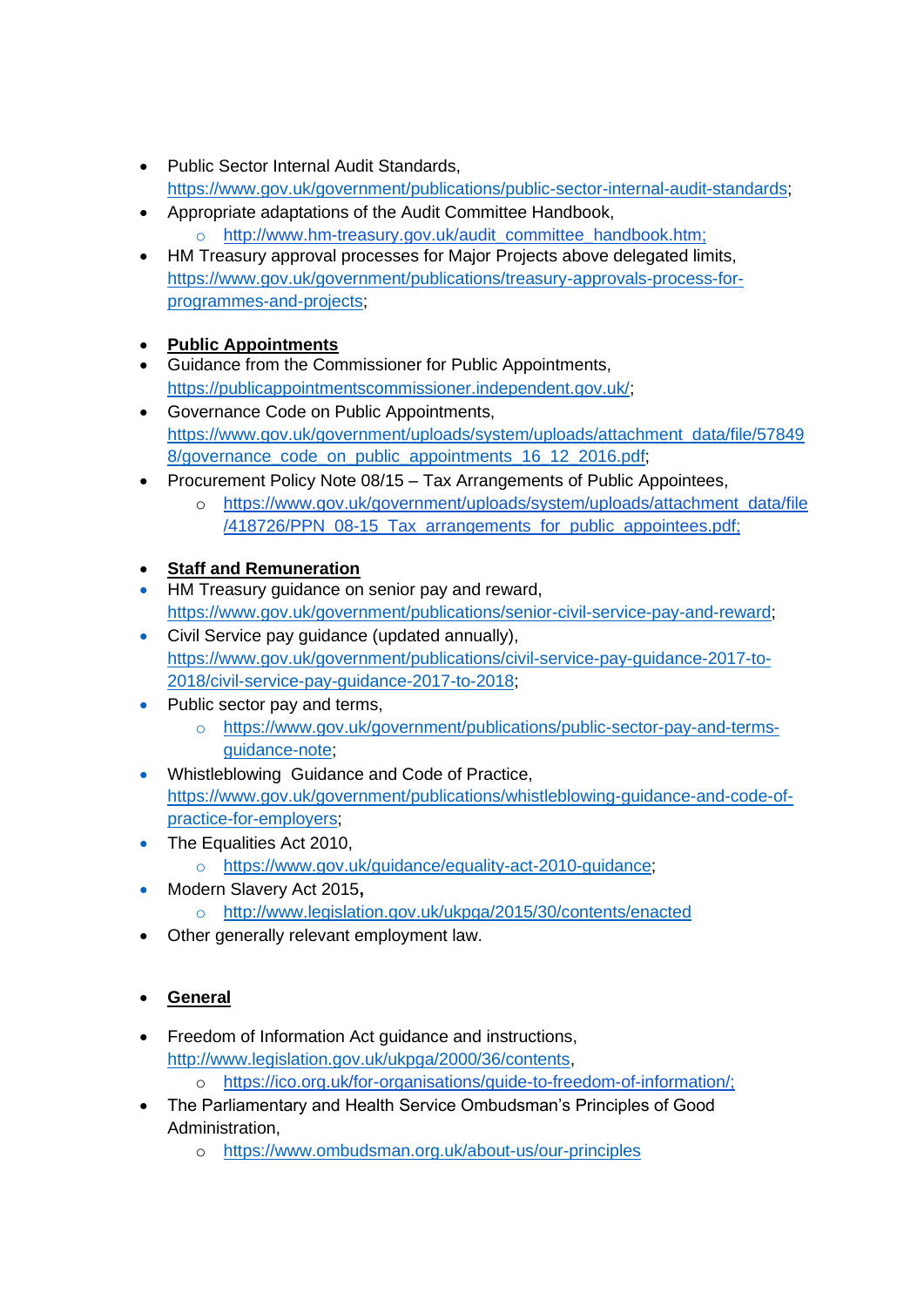- Public Sector Internal Audit Standards, https://www.gov.uk/government/publications/public-sector-internal-audit-standards;
- Appropriate adaptations of the Audit Committee Handbook,
  - http://www.hm-treasury.gov.uk/audit_committee_handbook.htm;
- HM Treasury approval processes for Major Projects above delegated limits, https://www.gov.uk/government/publications/treasury-approvals-process-for-programmes-and-projects;

- **Public Appointments**
- Guidance from the Commissioner for Public Appointments, https://publicappointmentscommissioner.independent.gov.uk/;
- Governance Code on Public Appointments, https://www.gov.uk/government/uploads/system/uploads/attachment_data/file/578498/governance_code_on_public_appointments_16_12_2016.pdf;
- Procurement Policy Note 08/15 – Tax Arrangements of Public Appointees,
  - https://www.gov.uk/government/uploads/system/uploads/attachment_data/file/418726/PPN_08-15_Tax_arrangements_for_public_appointees.pdf;

- **Staff and Remuneration**
- HM Treasury guidance on senior pay and reward, https://www.gov.uk/government/publications/senior-civil-service-pay-and-reward;
- Civil Service pay guidance (updated annually), https://www.gov.uk/government/publications/civil-service-pay-guidance-2017-to-2018/civil-service-pay-guidance-2017-to-2018;
- Public sector pay and terms,
  - https://www.gov.uk/government/publications/public-sector-pay-and-terms-guidance-note;
- Whistleblowing Guidance and Code of Practice, https://www.gov.uk/government/publications/whistleblowing-guidance-and-code-of-practice-for-employers;
- The Equalities Act 2010,
  - https://www.gov.uk/guidance/equality-act-2010-guidance;
- Modern Slavery Act 2015**,**
  - http://www.legislation.gov.uk/ukpga/2015/30/contents/enacted
- Other generally relevant employment law.

- **General**

- Freedom of Information Act guidance and instructions, http://www.legislation.gov.uk/ukpga/2000/36/contents,
  - https://ico.org.uk/for-organisations/guide-to-freedom-of-information/;
- The Parliamentary and Health Service Ombudsman's Principles of Good Administration,
  - https://www.ombudsman.org.uk/about-us/our-principles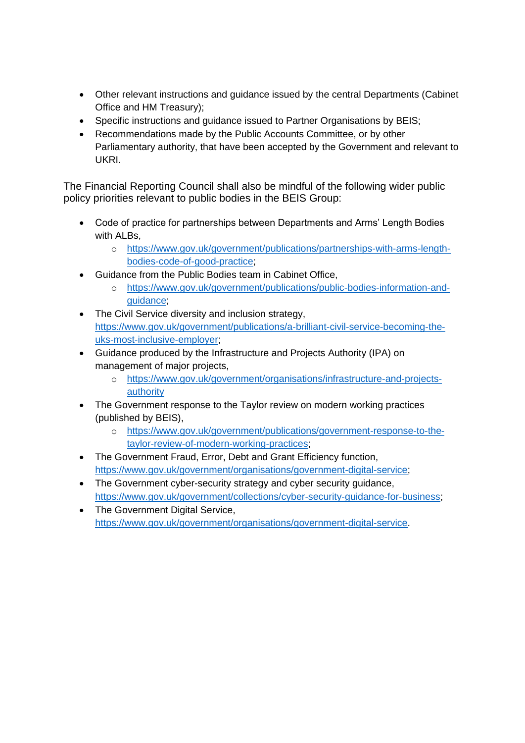- Other relevant instructions and guidance issued by the central Departments (Cabinet Office and HM Treasury);
- Specific instructions and guidance issued to Partner Organisations by BEIS;
- Recommendations made by the Public Accounts Committee, or by other Parliamentary authority, that have been accepted by the Government and relevant to UKRI.

The Financial Reporting Council shall also be mindful of the following wider public policy priorities relevant to public bodies in the BEIS Group:

- Code of practice for partnerships between Departments and Arms' Length Bodies with ALBs,
  - https://www.gov.uk/government/publications/partnerships-with-arms-length-bodies-code-of-good-practice;
- Guidance from the Public Bodies team in Cabinet Office,
  - https://www.gov.uk/government/publications/public-bodies-information-and-guidance;
- The Civil Service diversity and inclusion strategy, https://www.gov.uk/government/publications/a-brilliant-civil-service-becoming-the-uks-most-inclusive-employer;
- Guidance produced by the Infrastructure and Projects Authority (IPA) on management of major projects,
  - https://www.gov.uk/government/organisations/infrastructure-and-projects-authority
- The Government response to the Taylor review on modern working practices (published by BEIS),
  - https://www.gov.uk/government/publications/government-response-to-the-taylor-review-of-modern-working-practices;
- The Government Fraud, Error, Debt and Grant Efficiency function, https://www.gov.uk/government/organisations/government-digital-service;
- The Government cyber-security strategy and cyber security guidance, https://www.gov.uk/government/collections/cyber-security-guidance-for-business;
- The Government Digital Service, https://www.gov.uk/government/organisations/government-digital-service.